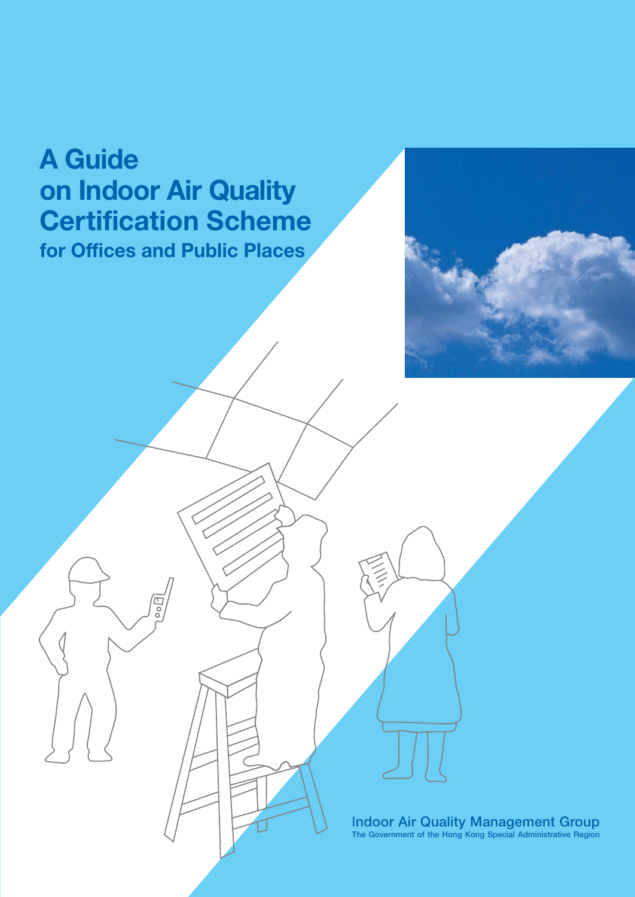# A Guide on Indoor Air Quality Certification Scheme

## for Offices and Public Places

Indoor Air Quality Management Group

The Government of the Hong Kong Special Administrative Region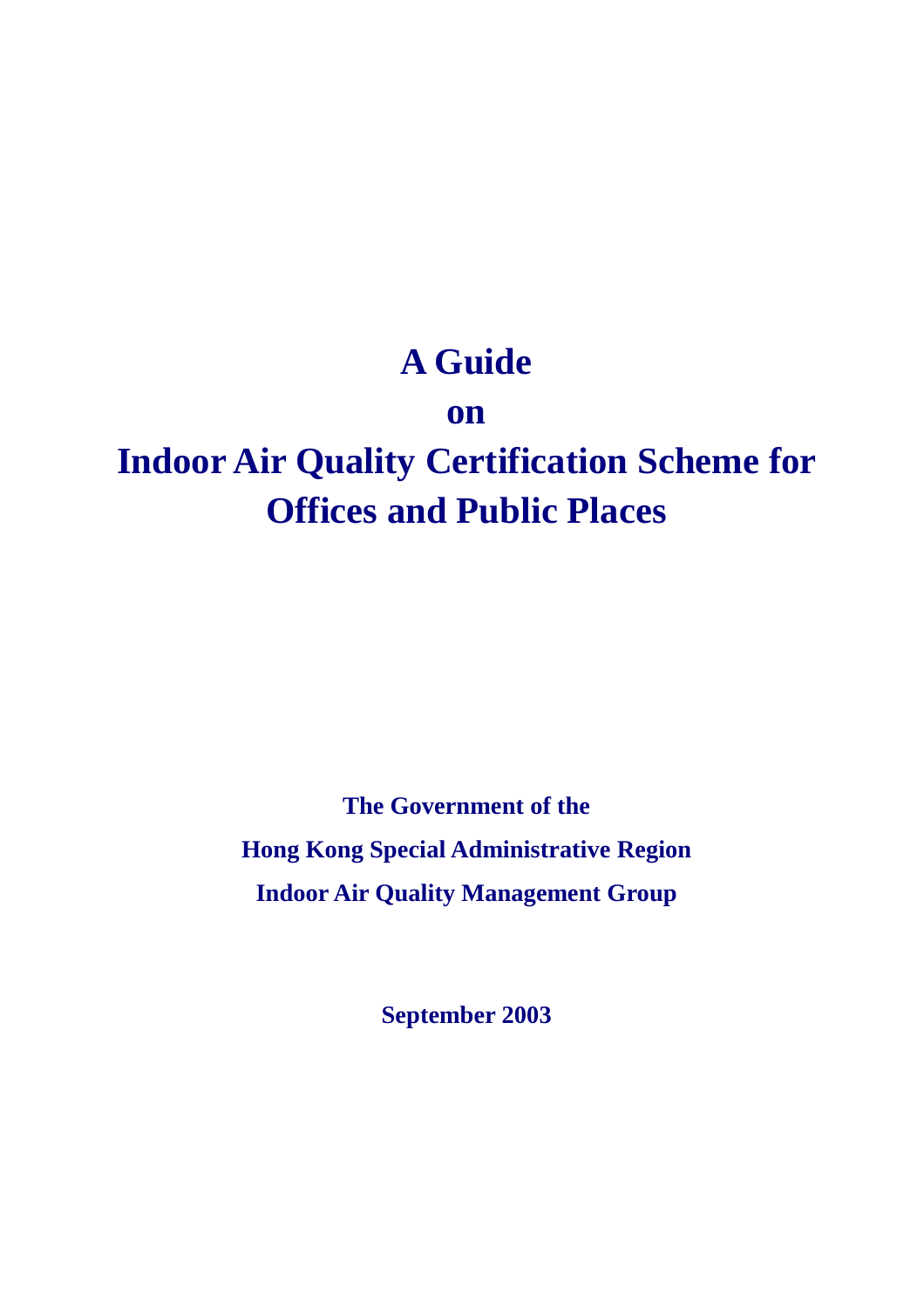# A Guide

# on

# Indoor Air Quality Certification Scheme for Offices and Public Places

**The Government of the**

**Hong Kong Special Administrative Region**

**Indoor Air Quality Management Group**

**September 2003**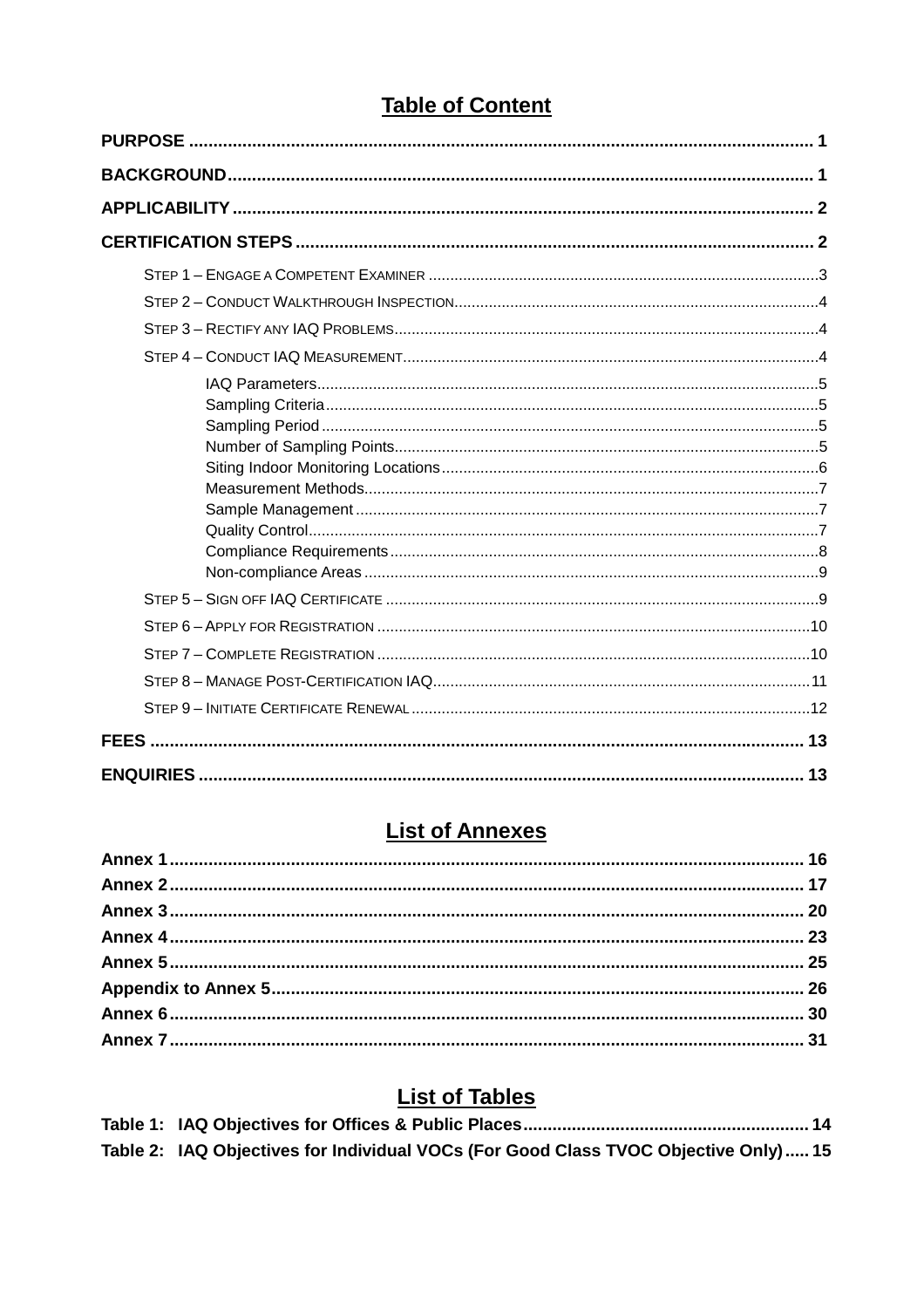# Table of Content

**PURPOSE** ..... 1

**BACKGROUND** ..... 1

**APPLICABILITY** ..... 2

**CERTIFICATION STEPS** ..... 2

- STEP 1 – ENGAGE A COMPETENT EXAMINER ..... 3
- STEP 2 – CONDUCT WALKTHROUGH INSPECTION ..... 4
- STEP 3 – RECTIFY ANY IAQ PROBLEMS ..... 4
- STEP 4 – CONDUCT IAQ MEASUREMENT ..... 4
  - IAQ Parameters ..... 5
  - Sampling Criteria ..... 5
  - Sampling Period ..... 5
  - Number of Sampling Points ..... 5
  - Siting Indoor Monitoring Locations ..... 6
  - Measurement Methods ..... 7
  - Sample Management ..... 7
  - Quality Control ..... 7
  - Compliance Requirements ..... 8
  - Non-compliance Areas ..... 9
- STEP 5 – SIGN OFF IAQ CERTIFICATE ..... 9
- STEP 6 – APPLY FOR REGISTRATION ..... 10
- STEP 7 – COMPLETE REGISTRATION ..... 10
- STEP 8 – MANAGE POST-CERTIFICATION IAQ ..... 11
- STEP 9 – INITIATE CERTIFICATE RENEWAL ..... 12

**FEES** ..... 13

**ENQUIRIES** ..... 13

# List of Annexes

**Annex 1** ..... 16
**Annex 2** ..... 17
**Annex 3** ..... 20
**Annex 4** ..... 23
**Annex 5** ..... 25
**Appendix to Annex 5** ..... 26
**Annex 6** ..... 30
**Annex 7** ..... 31

# List of Tables

**Table 1: IAQ Objectives for Offices & Public Places** ..... 14
**Table 2: IAQ Objectives for Individual VOCs (For Good Class TVOC Objective Only)** ..... 15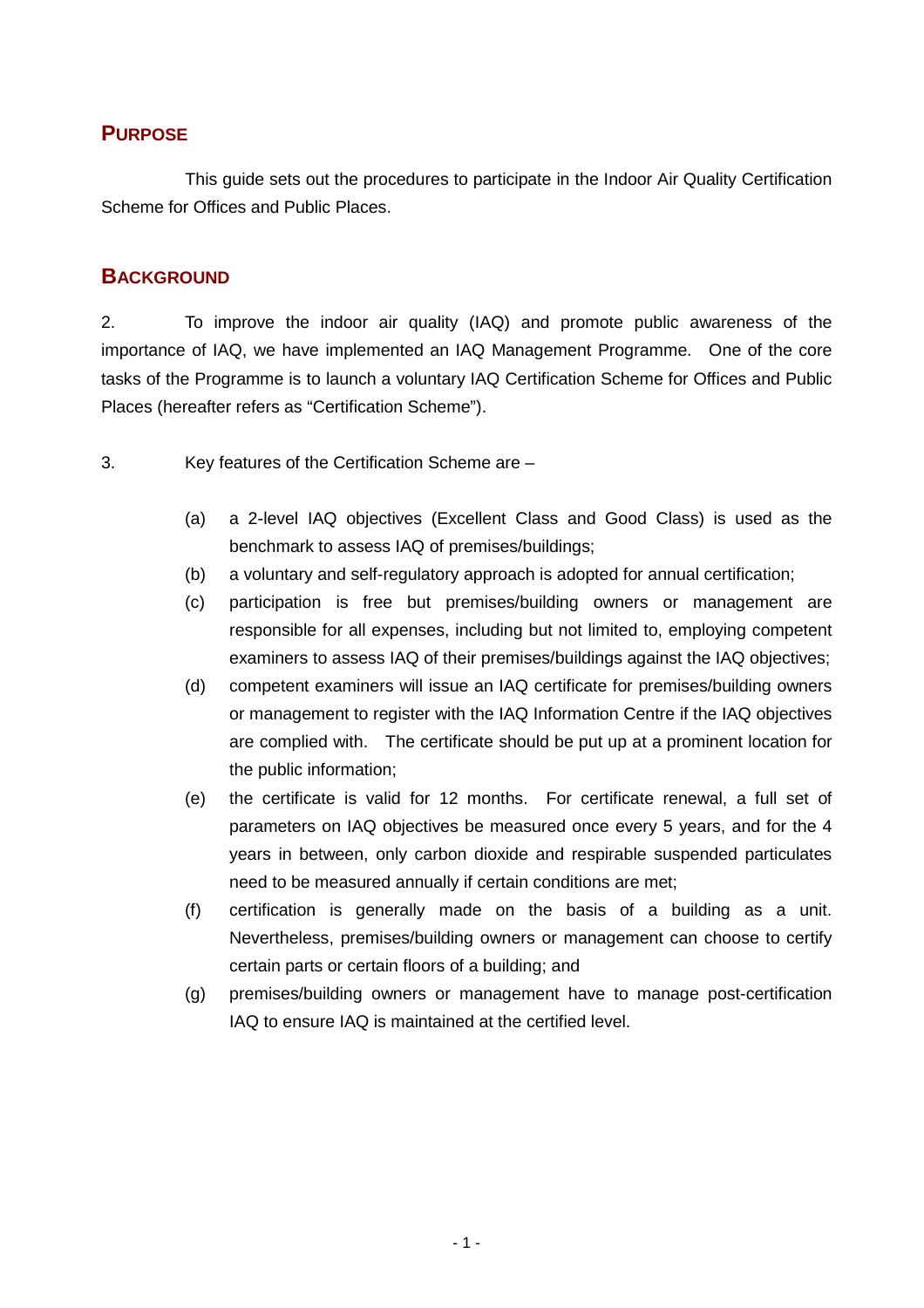## PURPOSE

This guide sets out the procedures to participate in the Indoor Air Quality Certification Scheme for Offices and Public Places.

## BACKGROUND

2. To improve the indoor air quality (IAQ) and promote public awareness of the importance of IAQ, we have implemented an IAQ Management Programme. One of the core tasks of the Programme is to launch a voluntary IAQ Certification Scheme for Offices and Public Places (hereafter refers as "Certification Scheme").

3. Key features of the Certification Scheme are –

(a) a 2-level IAQ objectives (Excellent Class and Good Class) is used as the benchmark to assess IAQ of premises/buildings;

(b) a voluntary and self-regulatory approach is adopted for annual certification;

(c) participation is free but premises/building owners or management are responsible for all expenses, including but not limited to, employing competent examiners to assess IAQ of their premises/buildings against the IAQ objectives;

(d) competent examiners will issue an IAQ certificate for premises/building owners or management to register with the IAQ Information Centre if the IAQ objectives are complied with. The certificate should be put up at a prominent location for the public information;

(e) the certificate is valid for 12 months. For certificate renewal, a full set of parameters on IAQ objectives be measured once every 5 years, and for the 4 years in between, only carbon dioxide and respirable suspended particulates need to be measured annually if certain conditions are met;

(f) certification is generally made on the basis of a building as a unit. Nevertheless, premises/building owners or management can choose to certify certain parts or certain floors of a building; and

(g) premises/building owners or management have to manage post-certification IAQ to ensure IAQ is maintained at the certified level.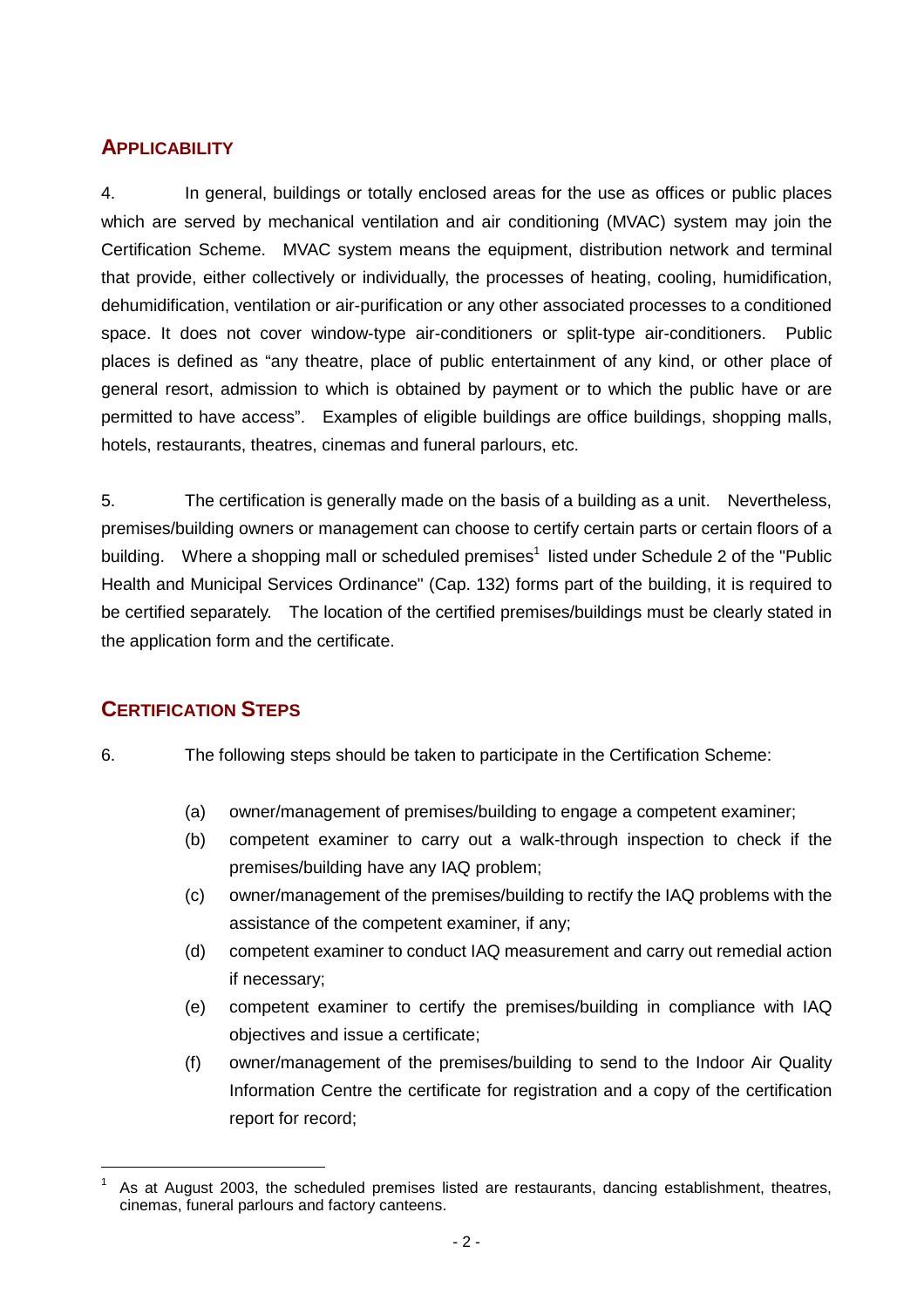## APPLICABILITY

4. In general, buildings or totally enclosed areas for the use as offices or public places which are served by mechanical ventilation and air conditioning (MVAC) system may join the Certification Scheme. MVAC system means the equipment, distribution network and terminal that provide, either collectively or individually, the processes of heating, cooling, humidification, dehumidification, ventilation or air-purification or any other associated processes to a conditioned space. It does not cover window-type air-conditioners or split-type air-conditioners. Public places is defined as "any theatre, place of public entertainment of any kind, or other place of general resort, admission to which is obtained by payment or to which the public have or are permitted to have access". Examples of eligible buildings are office buildings, shopping malls, hotels, restaurants, theatres, cinemas and funeral parlours, etc.

5. The certification is generally made on the basis of a building as a unit. Nevertheless, premises/building owners or management can choose to certify certain parts or certain floors of a building. Where a shopping mall or scheduled premises[1] listed under Schedule 2 of the "Public Health and Municipal Services Ordinance" (Cap. 132) forms part of the building, it is required to be certified separately. The location of the certified premises/buildings must be clearly stated in the application form and the certificate.

## CERTIFICATION STEPS

6. The following steps should be taken to participate in the Certification Scheme:

(a) owner/management of premises/building to engage a competent examiner;

(b) competent examiner to carry out a walk-through inspection to check if the premises/building have any IAQ problem;

(c) owner/management of the premises/building to rectify the IAQ problems with the assistance of the competent examiner, if any;

(d) competent examiner to conduct IAQ measurement and carry out remedial action if necessary;

(e) competent examiner to certify the premises/building in compliance with IAQ objectives and issue a certificate;

(f) owner/management of the premises/building to send to the Indoor Air Quality Information Centre the certificate for registration and a copy of the certification report for record;

[1] As at August 2003, the scheduled premises listed are restaurants, dancing establishment, theatres, cinemas, funeral parlours and factory canteens.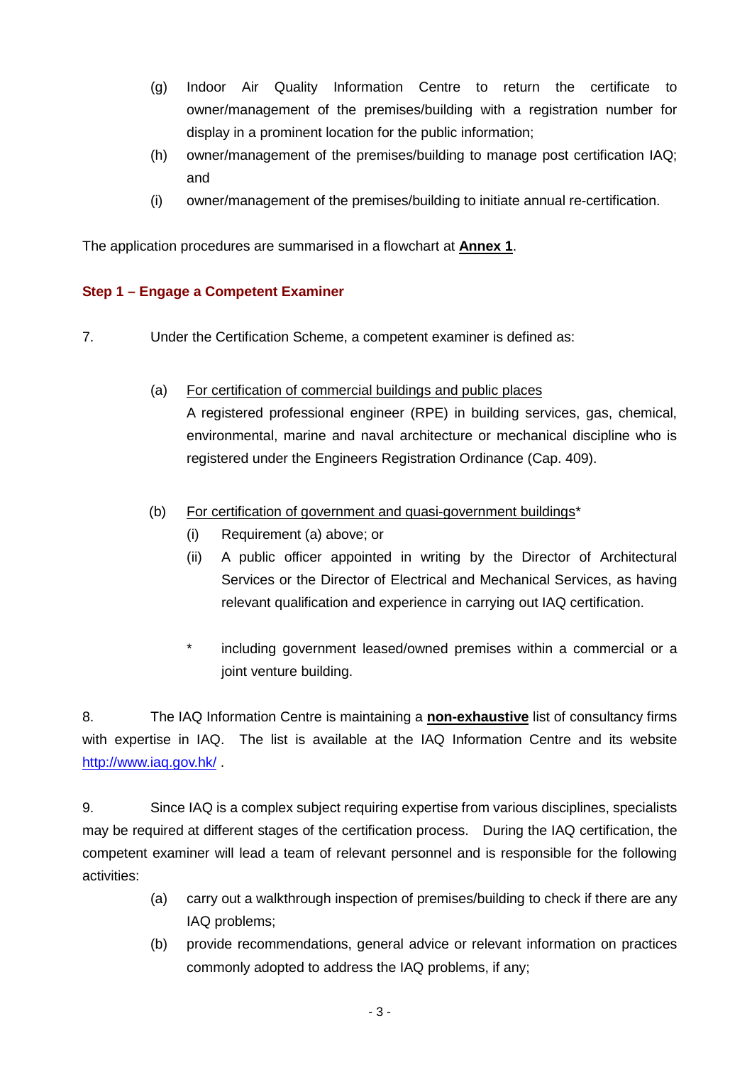(g) Indoor Air Quality Information Centre to return the certificate to owner/management of the premises/building with a registration number for display in a prominent location for the public information;

(h) owner/management of the premises/building to manage post certification IAQ; and

(i) owner/management of the premises/building to initiate annual re-certification.

The application procedures are summarised in a flowchart at **Annex 1**.

### Step 1 – Engage a Competent Examiner

7. Under the Certification Scheme, a competent examiner is defined as:

(a) For certification of commercial buildings and public places
A registered professional engineer (RPE) in building services, gas, chemical, environmental, marine and naval architecture or mechanical discipline who is registered under the Engineers Registration Ordinance (Cap. 409).

(b) For certification of government and quasi-government buildings*
  (i) Requirement (a) above; or
  (ii) A public officer appointed in writing by the Director of Architectural Services or the Director of Electrical and Mechanical Services, as having relevant qualification and experience in carrying out IAQ certification.

  * including government leased/owned premises within a commercial or a joint venture building.

8. The IAQ Information Centre is maintaining a **non-exhaustive** list of consultancy firms with expertise in IAQ. The list is available at the IAQ Information Centre and its website http://www.iaq.gov.hk/ .

9. Since IAQ is a complex subject requiring expertise from various disciplines, specialists may be required at different stages of the certification process. During the IAQ certification, the competent examiner will lead a team of relevant personnel and is responsible for the following activities:

(a) carry out a walkthrough inspection of premises/building to check if there are any IAQ problems;

(b) provide recommendations, general advice or relevant information on practices commonly adopted to address the IAQ problems, if any;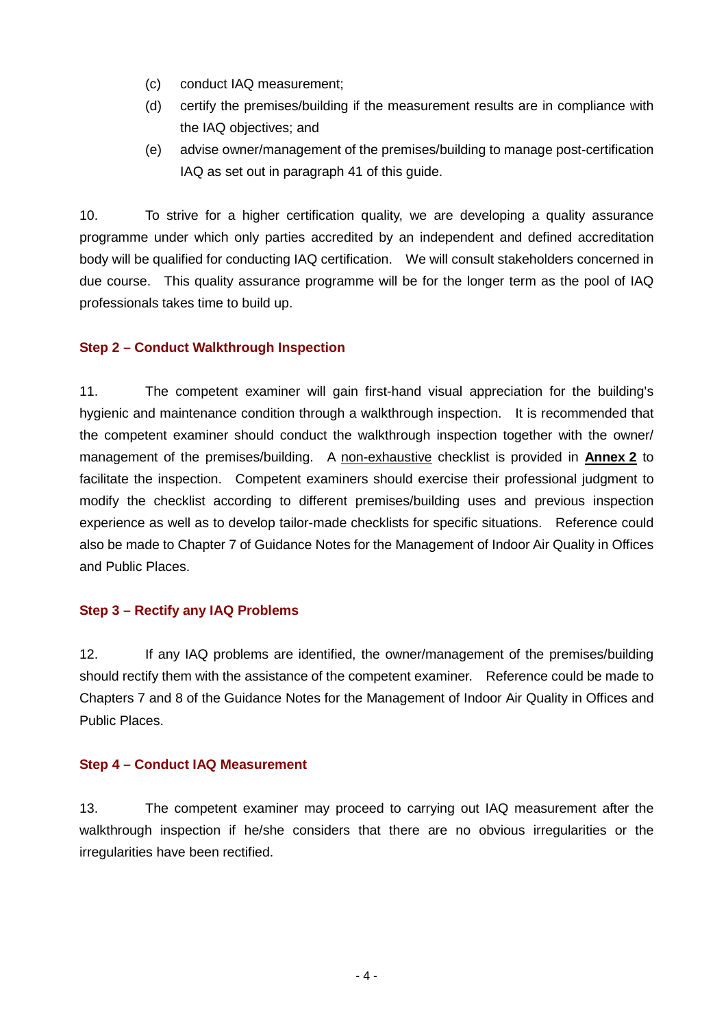(c) conduct IAQ measurement;

(d) certify the premises/building if the measurement results are in compliance with the IAQ objectives; and

(e) advise owner/management of the premises/building to manage post-certification IAQ as set out in paragraph 41 of this guide.

10. To strive for a higher certification quality, we are developing a quality assurance programme under which only parties accredited by an independent and defined accreditation body will be qualified for conducting IAQ certification. We will consult stakeholders concerned in due course. This quality assurance programme will be for the longer term as the pool of IAQ professionals takes time to build up.

### Step 2 – Conduct Walkthrough Inspection

11. The competent examiner will gain first-hand visual appreciation for the building's hygienic and maintenance condition through a walkthrough inspection. It is recommended that the competent examiner should conduct the walkthrough inspection together with the owner/ management of the premises/building. A non-exhaustive checklist is provided in **Annex 2** to facilitate the inspection. Competent examiners should exercise their professional judgment to modify the checklist according to different premises/building uses and previous inspection experience as well as to develop tailor-made checklists for specific situations. Reference could also be made to Chapter 7 of Guidance Notes for the Management of Indoor Air Quality in Offices and Public Places.

### Step 3 – Rectify any IAQ Problems

12. If any IAQ problems are identified, the owner/management of the premises/building should rectify them with the assistance of the competent examiner. Reference could be made to Chapters 7 and 8 of the Guidance Notes for the Management of Indoor Air Quality in Offices and Public Places.

### Step 4 – Conduct IAQ Measurement

13. The competent examiner may proceed to carrying out IAQ measurement after the walkthrough inspection if he/she considers that there are no obvious irregularities or the irregularities have been rectified.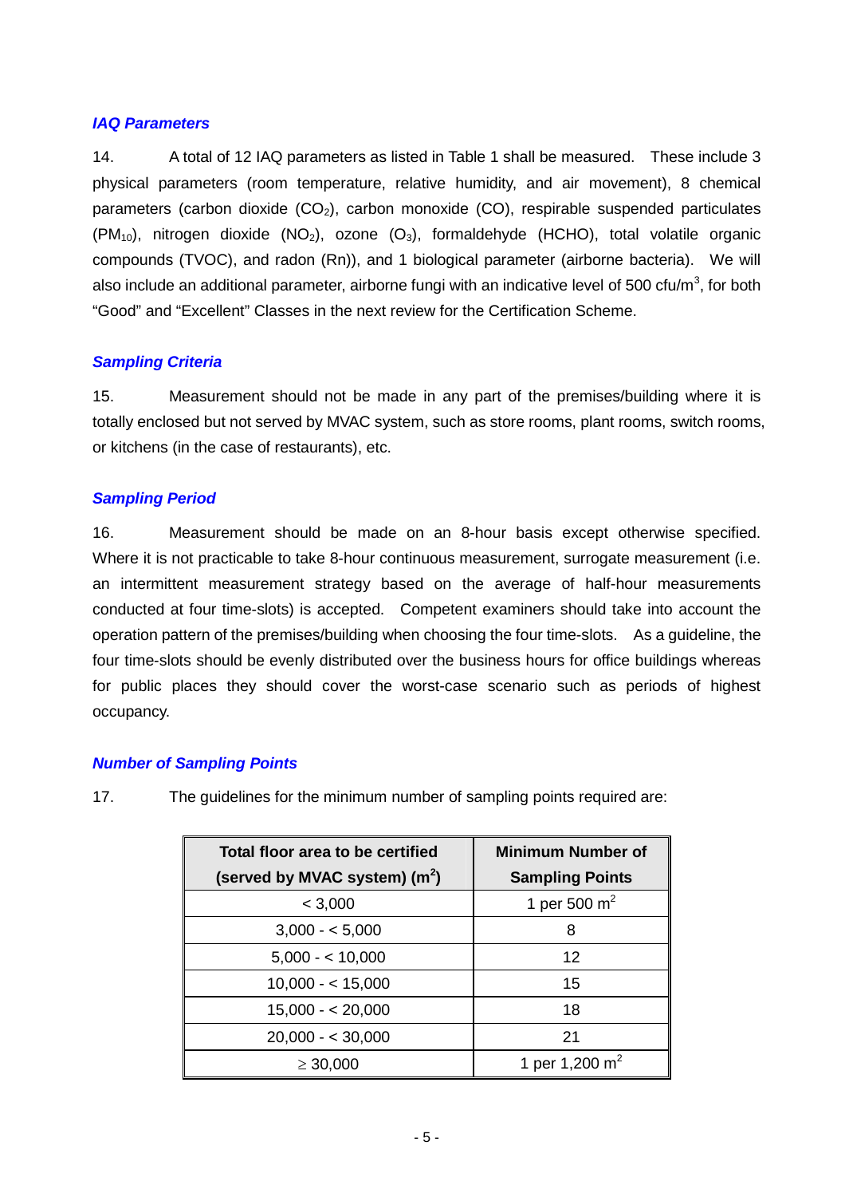### *IAQ Parameters*

14. A total of 12 IAQ parameters as listed in Table 1 shall be measured. These include 3 physical parameters (room temperature, relative humidity, and air movement), 8 chemical parameters (carbon dioxide ($CO_2$), carbon monoxide (CO), respirable suspended particulates ($PM_{10}$), nitrogen dioxide ($NO_2$), ozone ($O_3$), formaldehyde (HCHO), total volatile organic compounds (TVOC), and radon (Rn)), and 1 biological parameter (airborne bacteria). We will also include an additional parameter, airborne fungi with an indicative level of 500 cfu/$m^3$, for both "Good" and "Excellent" Classes in the next review for the Certification Scheme.

### *Sampling Criteria*

15. Measurement should not be made in any part of the premises/building where it is totally enclosed but not served by MVAC system, such as store rooms, plant rooms, switch rooms, or kitchens (in the case of restaurants), etc.

### *Sampling Period*

16. Measurement should be made on an 8-hour basis except otherwise specified. Where it is not practicable to take 8-hour continuous measurement, surrogate measurement (i.e. an intermittent measurement strategy based on the average of half-hour measurements conducted at four time-slots) is accepted. Competent examiners should take into account the operation pattern of the premises/building when choosing the four time-slots. As a guideline, the four time-slots should be evenly distributed over the business hours for office buildings whereas for public places they should cover the worst-case scenario such as periods of highest occupancy.

### *Number of Sampling Points*

17. The guidelines for the minimum number of sampling points required are:

| **Total floor area to be certified (served by MVAC system) ($m^2$)** | **Minimum Number of Sampling Points** |
|---|---|
| < 3,000 | 1 per 500 $m^2$ |
| 3,000 - < 5,000 | 8 |
| 5,000 - < 10,000 | 12 |
| 10,000 - < 15,000 | 15 |
| 15,000 - < 20,000 | 18 |
| 20,000 - < 30,000 | 21 |
| ≥ 30,000 | 1 per 1,200 $m^2$ |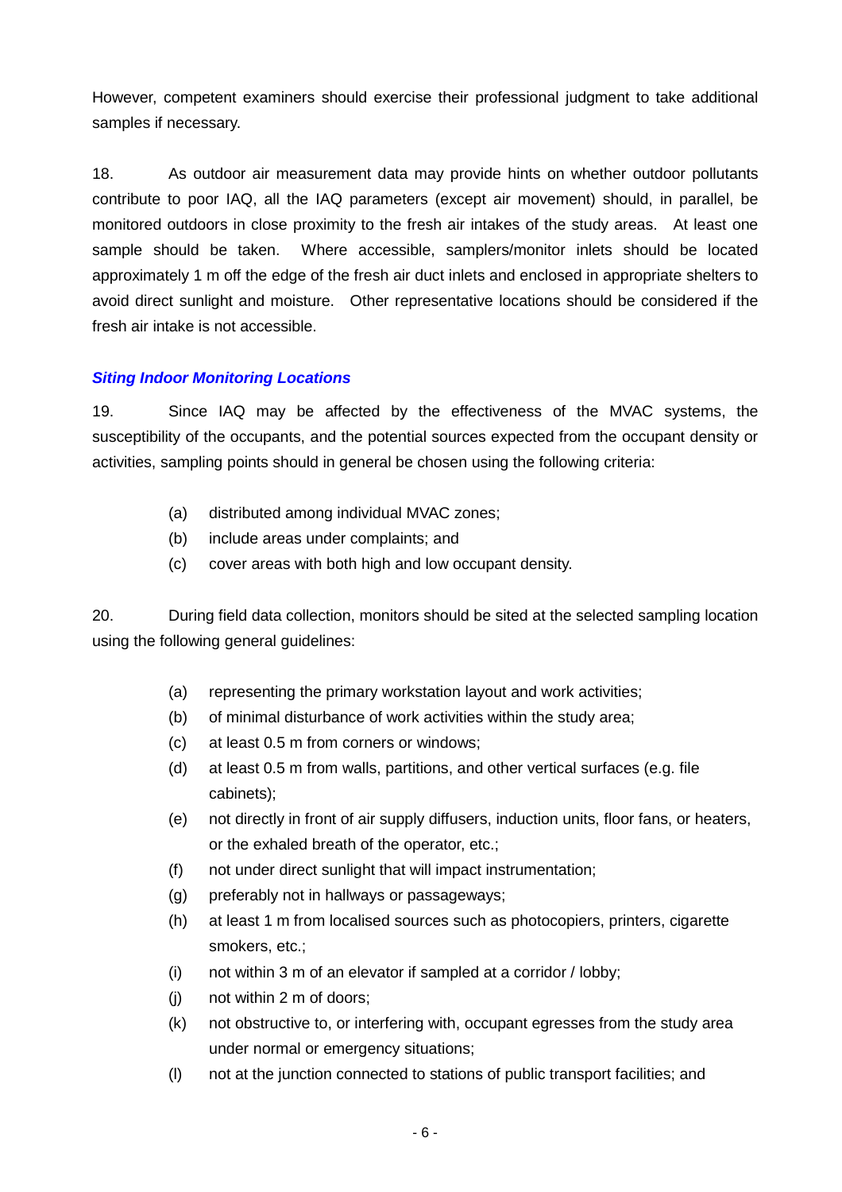However, competent examiners should exercise their professional judgment to take additional samples if necessary.

18. As outdoor air measurement data may provide hints on whether outdoor pollutants contribute to poor IAQ, all the IAQ parameters (except air movement) should, in parallel, be monitored outdoors in close proximity to the fresh air intakes of the study areas. At least one sample should be taken. Where accessible, samplers/monitor inlets should be located approximately 1 m off the edge of the fresh air duct inlets and enclosed in appropriate shelters to avoid direct sunlight and moisture. Other representative locations should be considered if the fresh air intake is not accessible.

### *Siting Indoor Monitoring Locations*

19. Since IAQ may be affected by the effectiveness of the MVAC systems, the susceptibility of the occupants, and the potential sources expected from the occupant density or activities, sampling points should in general be chosen using the following criteria:

- (a) distributed among individual MVAC zones;
- (b) include areas under complaints; and
- (c) cover areas with both high and low occupant density.

20. During field data collection, monitors should be sited at the selected sampling location using the following general guidelines:

- (a) representing the primary workstation layout and work activities;
- (b) of minimal disturbance of work activities within the study area;
- (c) at least 0.5 m from corners or windows;
- (d) at least 0.5 m from walls, partitions, and other vertical surfaces (e.g. file cabinets);
- (e) not directly in front of air supply diffusers, induction units, floor fans, or heaters, or the exhaled breath of the operator, etc.;
- (f) not under direct sunlight that will impact instrumentation;
- (g) preferably not in hallways or passageways;
- (h) at least 1 m from localised sources such as photocopiers, printers, cigarette smokers, etc.;
- (i) not within 3 m of an elevator if sampled at a corridor / lobby;
- (j) not within 2 m of doors;
- (k) not obstructive to, or interfering with, occupant egresses from the study area under normal or emergency situations;
- (l) not at the junction connected to stations of public transport facilities; and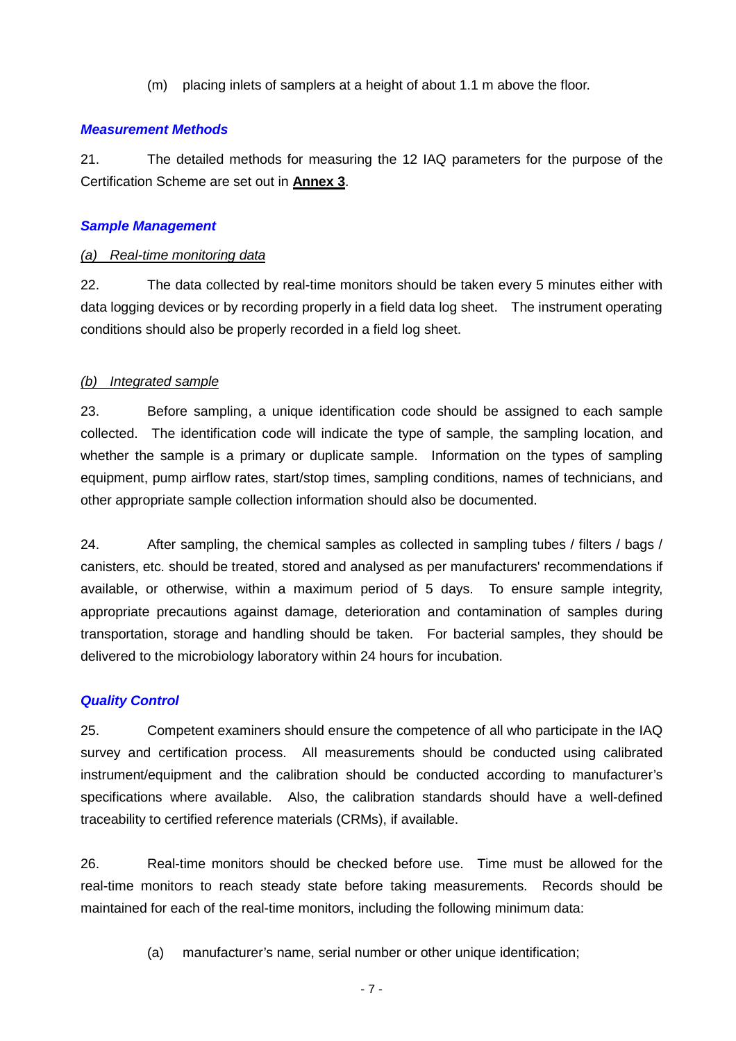(m) placing inlets of samplers at a height of about 1.1 m above the floor.

### *Measurement Methods*

21. The detailed methods for measuring the 12 IAQ parameters for the purpose of the Certification Scheme are set out in **Annex 3**.

### *Sample Management*

*(a) Real-time monitoring data*

22. The data collected by real-time monitors should be taken every 5 minutes either with data logging devices or by recording properly in a field data log sheet. The instrument operating conditions should also be properly recorded in a field log sheet.

*(b) Integrated sample*

23. Before sampling, a unique identification code should be assigned to each sample collected. The identification code will indicate the type of sample, the sampling location, and whether the sample is a primary or duplicate sample. Information on the types of sampling equipment, pump airflow rates, start/stop times, sampling conditions, names of technicians, and other appropriate sample collection information should also be documented.

24. After sampling, the chemical samples as collected in sampling tubes / filters / bags / canisters, etc. should be treated, stored and analysed as per manufacturers' recommendations if available, or otherwise, within a maximum period of 5 days. To ensure sample integrity, appropriate precautions against damage, deterioration and contamination of samples during transportation, storage and handling should be taken. For bacterial samples, they should be delivered to the microbiology laboratory within 24 hours for incubation.

### *Quality Control*

25. Competent examiners should ensure the competence of all who participate in the IAQ survey and certification process. All measurements should be conducted using calibrated instrument/equipment and the calibration should be conducted according to manufacturer's specifications where available. Also, the calibration standards should have a well-defined traceability to certified reference materials (CRMs), if available.

26. Real-time monitors should be checked before use. Time must be allowed for the real-time monitors to reach steady state before taking measurements. Records should be maintained for each of the real-time monitors, including the following minimum data:

(a) manufacturer's name, serial number or other unique identification;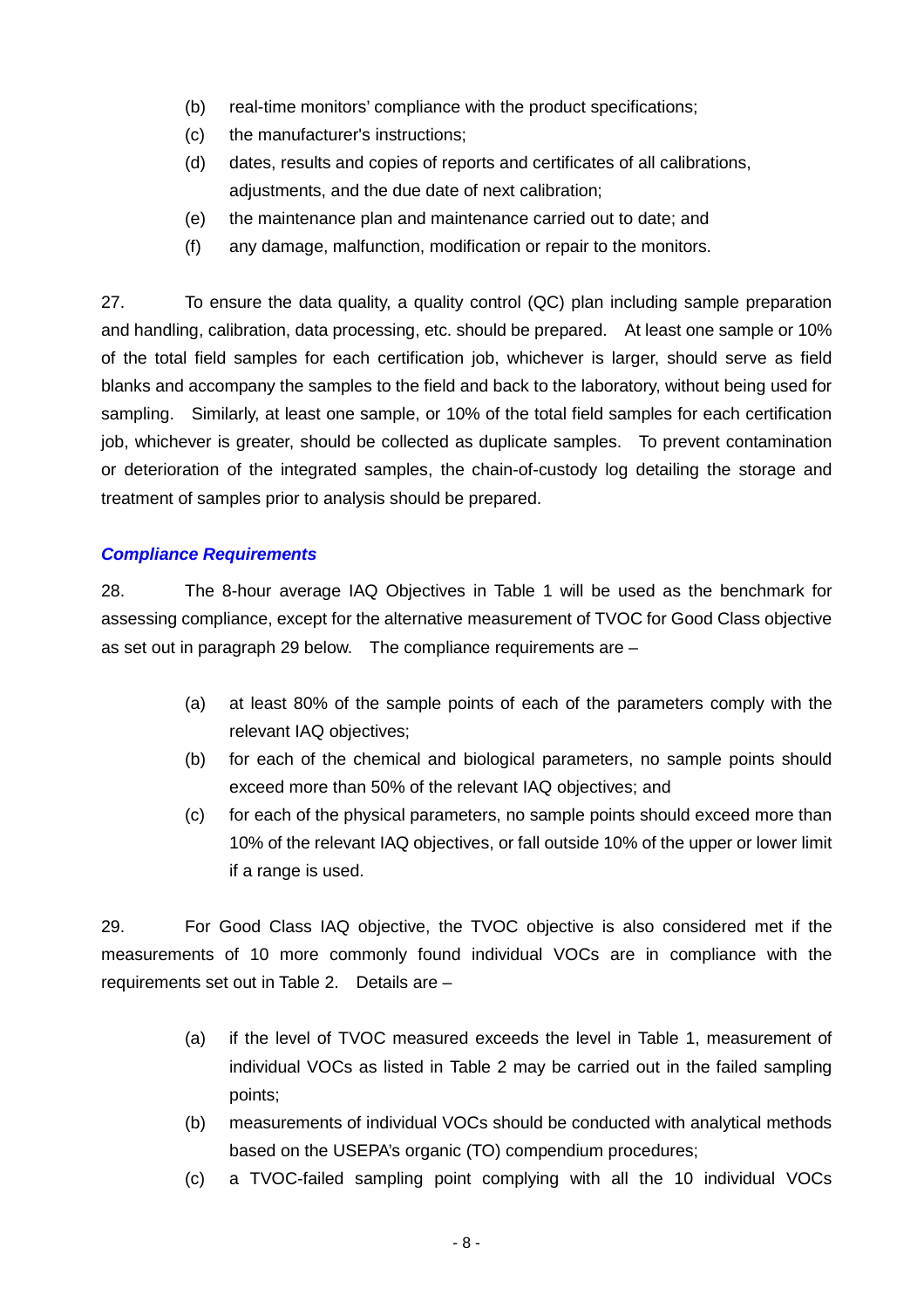(b) real-time monitors' compliance with the product specifications;
(c) the manufacturer's instructions;
(d) dates, results and copies of reports and certificates of all calibrations, adjustments, and the due date of next calibration;
(e) the maintenance plan and maintenance carried out to date; and
(f) any damage, malfunction, modification or repair to the monitors.

27. To ensure the data quality, a quality control (QC) plan including sample preparation and handling, calibration, data processing, etc. should be prepared. At least one sample or 10% of the total field samples for each certification job, whichever is larger, should serve as field blanks and accompany the samples to the field and back to the laboratory, without being used for sampling. Similarly, at least one sample, or 10% of the total field samples for each certification job, whichever is greater, should be collected as duplicate samples. To prevent contamination or deterioration of the integrated samples, the chain-of-custody log detailing the storage and treatment of samples prior to analysis should be prepared.

### *Compliance Requirements*

28. The 8-hour average IAQ Objectives in Table 1 will be used as the benchmark for assessing compliance, except for the alternative measurement of TVOC for Good Class objective as set out in paragraph 29 below. The compliance requirements are –

(a) at least 80% of the sample points of each of the parameters comply with the relevant IAQ objectives;
(b) for each of the chemical and biological parameters, no sample points should exceed more than 50% of the relevant IAQ objectives; and
(c) for each of the physical parameters, no sample points should exceed more than 10% of the relevant IAQ objectives, or fall outside 10% of the upper or lower limit if a range is used.

29. For Good Class IAQ objective, the TVOC objective is also considered met if the measurements of 10 more commonly found individual VOCs are in compliance with the requirements set out in Table 2. Details are –

(a) if the level of TVOC measured exceeds the level in Table 1, measurement of individual VOCs as listed in Table 2 may be carried out in the failed sampling points;
(b) measurements of individual VOCs should be conducted with analytical methods based on the USEPA's organic (TO) compendium procedures;
(c) a TVOC-failed sampling point complying with all the 10 individual VOCs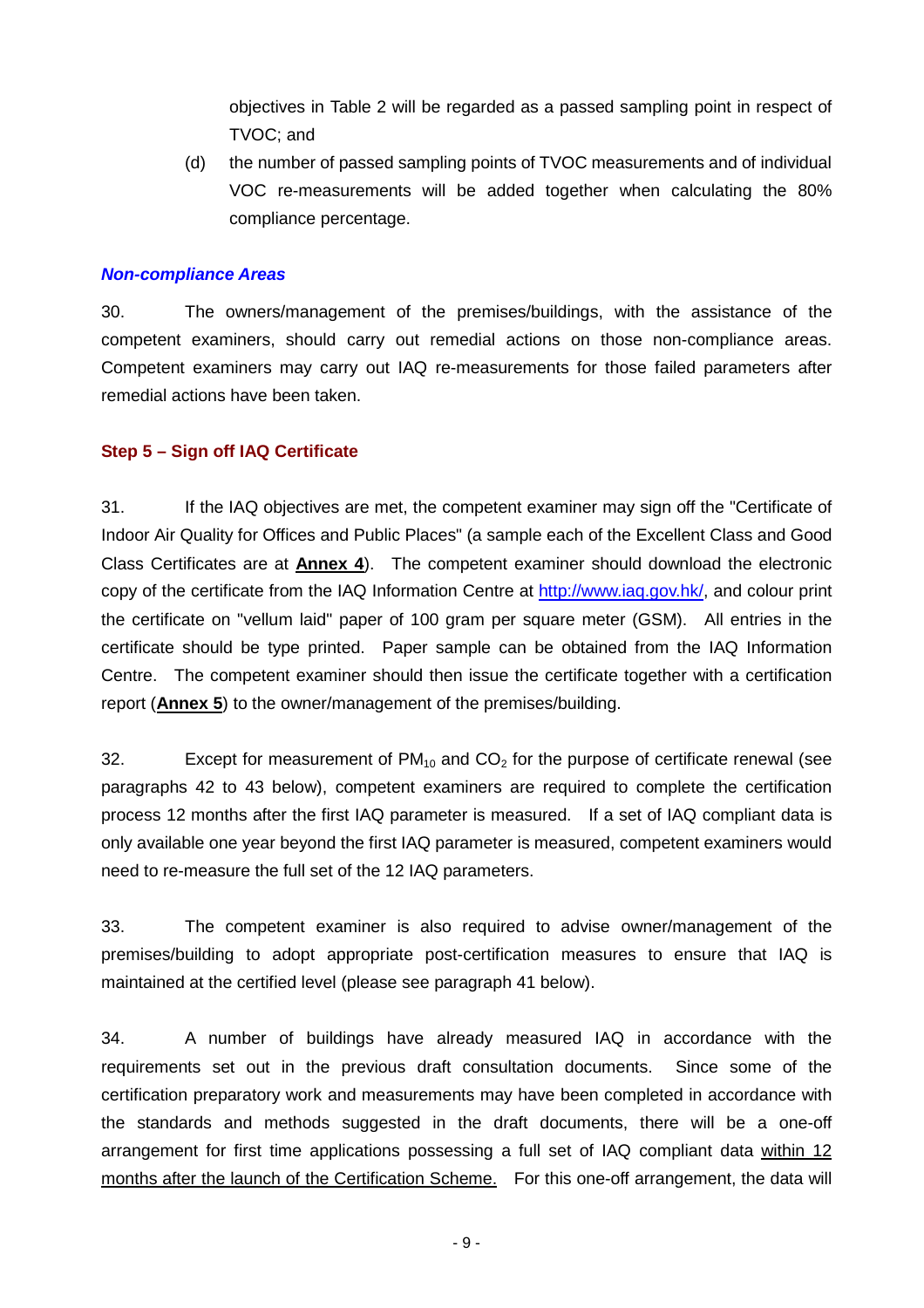objectives in Table 2 will be regarded as a passed sampling point in respect of TVOC; and

(d) the number of passed sampling points of TVOC measurements and of individual VOC re-measurements will be added together when calculating the 80% compliance percentage.

### *Non-compliance Areas*

30. The owners/management of the premises/buildings, with the assistance of the competent examiners, should carry out remedial actions on those non-compliance areas. Competent examiners may carry out IAQ re-measurements for those failed parameters after remedial actions have been taken.

### Step 5 – Sign off IAQ Certificate

31. If the IAQ objectives are met, the competent examiner may sign off the "Certificate of Indoor Air Quality for Offices and Public Places" (a sample each of the Excellent Class and Good Class Certificates are at **Annex 4**). The competent examiner should download the electronic copy of the certificate from the IAQ Information Centre at http://www.iaq.gov.hk/, and colour print the certificate on "vellum laid" paper of 100 gram per square meter (GSM). All entries in the certificate should be type printed. Paper sample can be obtained from the IAQ Information Centre. The competent examiner should then issue the certificate together with a certification report (**Annex 5**) to the owner/management of the premises/building.

32. Except for measurement of $PM_{10}$ and $CO_2$ for the purpose of certificate renewal (see paragraphs 42 to 43 below), competent examiners are required to complete the certification process 12 months after the first IAQ parameter is measured. If a set of IAQ compliant data is only available one year beyond the first IAQ parameter is measured, competent examiners would need to re-measure the full set of the 12 IAQ parameters.

33. The competent examiner is also required to advise owner/management of the premises/building to adopt appropriate post-certification measures to ensure that IAQ is maintained at the certified level (please see paragraph 41 below).

34. A number of buildings have already measured IAQ in accordance with the requirements set out in the previous draft consultation documents. Since some of the certification preparatory work and measurements may have been completed in accordance with the standards and methods suggested in the draft documents, there will be a one-off arrangement for first time applications possessing a full set of IAQ compliant data within 12 months after the launch of the Certification Scheme. For this one-off arrangement, the data will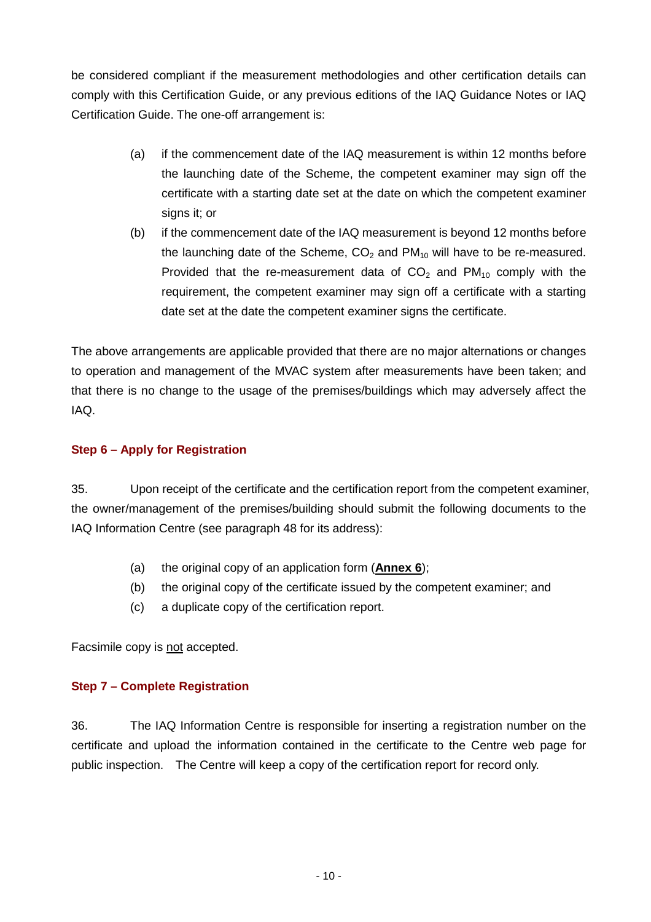be considered compliant if the measurement methodologies and other certification details can comply with this Certification Guide, or any previous editions of the IAQ Guidance Notes or IAQ Certification Guide. The one-off arrangement is:

(a) if the commencement date of the IAQ measurement is within 12 months before the launching date of the Scheme, the competent examiner may sign off the certificate with a starting date set at the date on which the competent examiner signs it; or

(b) if the commencement date of the IAQ measurement is beyond 12 months before the launching date of the Scheme, $CO_2$ and $PM_{10}$ will have to be re-measured. Provided that the re-measurement data of $CO_2$ and $PM_{10}$ comply with the requirement, the competent examiner may sign off a certificate with a starting date set at the date the competent examiner signs the certificate.

The above arrangements are applicable provided that there are no major alternations or changes to operation and management of the MVAC system after measurements have been taken; and that there is no change to the usage of the premises/buildings which may adversely affect the IAQ.

### Step 6 – Apply for Registration

35. Upon receipt of the certificate and the certification report from the competent examiner, the owner/management of the premises/building should submit the following documents to the IAQ Information Centre (see paragraph 48 for its address):

(a) the original copy of an application form (**Annex 6**);

(b) the original copy of the certificate issued by the competent examiner; and

(c) a duplicate copy of the certification report.

Facsimile copy is not accepted.

### Step 7 – Complete Registration

36. The IAQ Information Centre is responsible for inserting a registration number on the certificate and upload the information contained in the certificate to the Centre web page for public inspection. The Centre will keep a copy of the certification report for record only.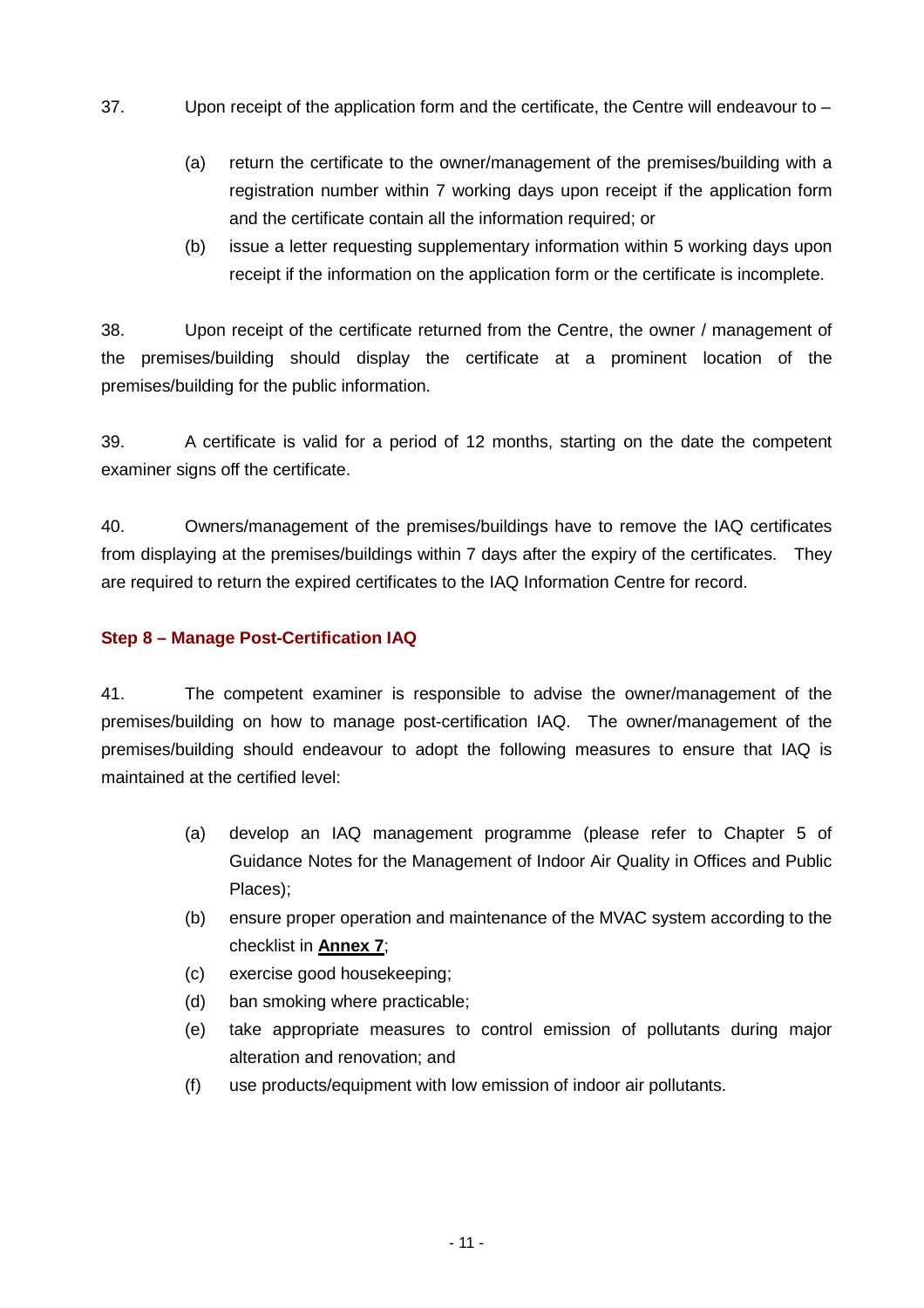37. Upon receipt of the application form and the certificate, the Centre will endeavour to –

   (a) return the certificate to the owner/management of the premises/building with a registration number within 7 working days upon receipt if the application form and the certificate contain all the information required; or

   (b) issue a letter requesting supplementary information within 5 working days upon receipt if the information on the application form or the certificate is incomplete.

38. Upon receipt of the certificate returned from the Centre, the owner / management of the premises/building should display the certificate at a prominent location of the premises/building for the public information.

39. A certificate is valid for a period of 12 months, starting on the date the competent examiner signs off the certificate.

40. Owners/management of the premises/buildings have to remove the IAQ certificates from displaying at the premises/buildings within 7 days after the expiry of the certificates. They are required to return the expired certificates to the IAQ Information Centre for record.

### Step 8 – Manage Post-Certification IAQ

41. The competent examiner is responsible to advise the owner/management of the premises/building on how to manage post-certification IAQ. The owner/management of the premises/building should endeavour to adopt the following measures to ensure that IAQ is maintained at the certified level:

   (a) develop an IAQ management programme (please refer to Chapter 5 of Guidance Notes for the Management of Indoor Air Quality in Offices and Public Places);

   (b) ensure proper operation and maintenance of the MVAC system according to the checklist in **Annex 7**;

   (c) exercise good housekeeping;

   (d) ban smoking where practicable;

   (e) take appropriate measures to control emission of pollutants during major alteration and renovation; and

   (f) use products/equipment with low emission of indoor air pollutants.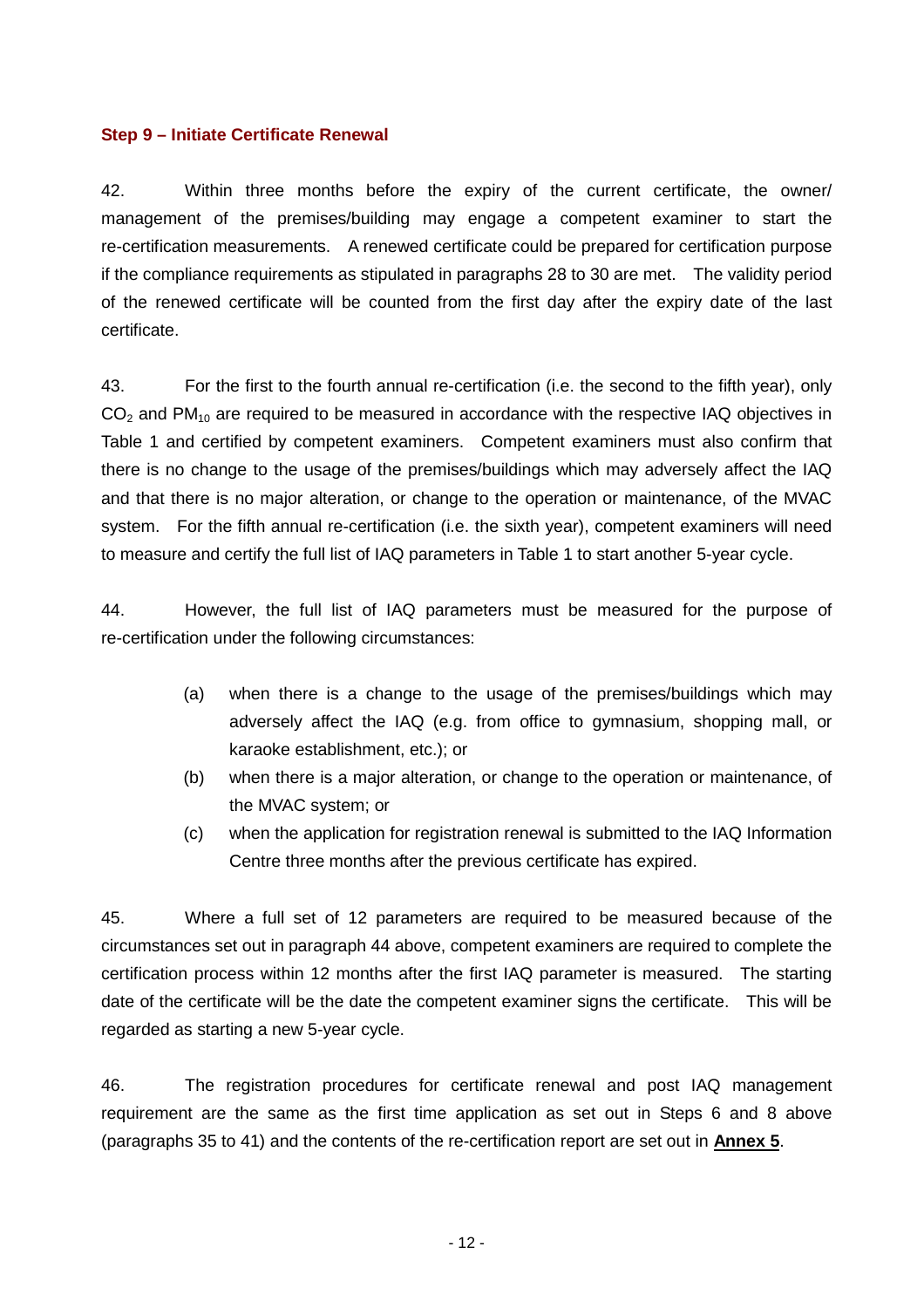### Step 9 – Initiate Certificate Renewal

42. Within three months before the expiry of the current certificate, the owner/ management of the premises/building may engage a competent examiner to start the re-certification measurements. A renewed certificate could be prepared for certification purpose if the compliance requirements as stipulated in paragraphs 28 to 30 are met. The validity period of the renewed certificate will be counted from the first day after the expiry date of the last certificate.

43. For the first to the fourth annual re-certification (i.e. the second to the fifth year), only $CO_2$ and $PM_{10}$ are required to be measured in accordance with the respective IAQ objectives in Table 1 and certified by competent examiners. Competent examiners must also confirm that there is no change to the usage of the premises/buildings which may adversely affect the IAQ and that there is no major alteration, or change to the operation or maintenance, of the MVAC system. For the fifth annual re-certification (i.e. the sixth year), competent examiners will need to measure and certify the full list of IAQ parameters in Table 1 to start another 5-year cycle.

44. However, the full list of IAQ parameters must be measured for the purpose of re-certification under the following circumstances:

(a) when there is a change to the usage of the premises/buildings which may adversely affect the IAQ (e.g. from office to gymnasium, shopping mall, or karaoke establishment, etc.); or

(b) when there is a major alteration, or change to the operation or maintenance, of the MVAC system; or

(c) when the application for registration renewal is submitted to the IAQ Information Centre three months after the previous certificate has expired.

45. Where a full set of 12 parameters are required to be measured because of the circumstances set out in paragraph 44 above, competent examiners are required to complete the certification process within 12 months after the first IAQ parameter is measured. The starting date of the certificate will be the date the competent examiner signs the certificate. This will be regarded as starting a new 5-year cycle.

46. The registration procedures for certificate renewal and post IAQ management requirement are the same as the first time application as set out in Steps 6 and 8 above (paragraphs 35 to 41) and the contents of the re-certification report are set out in **Annex 5**.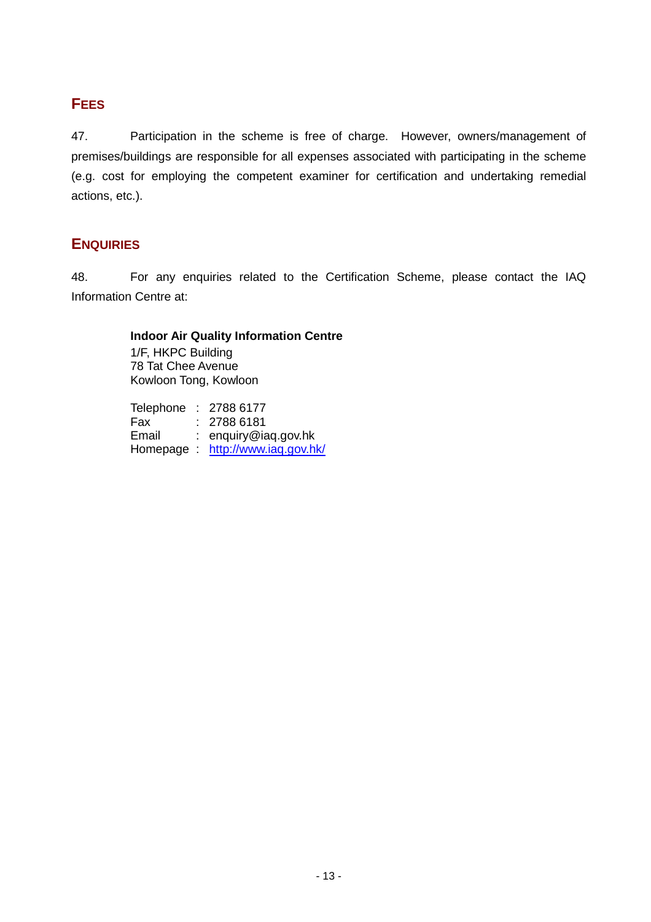## FEES

47. Participation in the scheme is free of charge. However, owners/management of premises/buildings are responsible for all expenses associated with participating in the scheme (e.g. cost for employing the competent examiner for certification and undertaking remedial actions, etc.).

## ENQUIRIES

48. For any enquiries related to the Certification Scheme, please contact the IAQ Information Centre at:

**Indoor Air Quality Information Centre**
1/F, HKPC Building
78 Tat Chee Avenue
Kowloon Tong, Kowloon

Telephone : 2788 6177
Fax : 2788 6181
Email : enquiry@iaq.gov.hk
Homepage : http://www.iaq.gov.hk/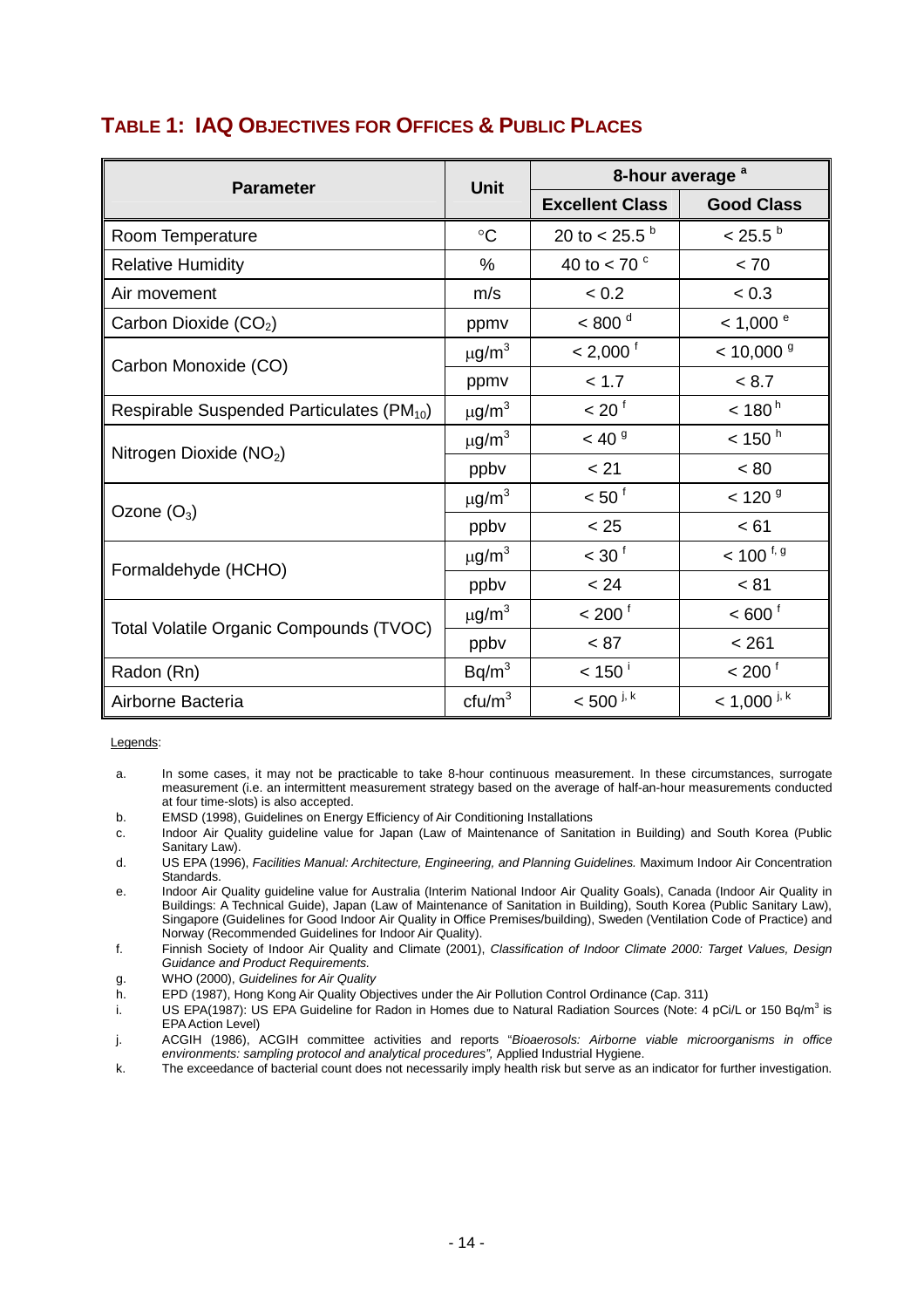## TABLE 1: IAQ OBJECTIVES FOR OFFICES & PUBLIC PLACES

| Parameter | Unit | 8-hour average [a] | |
|---|---|---|---|
| | | Excellent Class | Good Class |
| Room Temperature | °C | 20 to < 25.5 [b] | < 25.5 [b] |
| Relative Humidity | % | 40 to < 70 [c] | < 70 |
| Air movement | m/s | < 0.2 | < 0.3 |
| Carbon Dioxide ($CO_2$) | ppmv | < 800 [d] | < 1,000 [e] |
| Carbon Monoxide (CO) | μg/m³ | < 2,000 [f] | < 10,000 [g] |
| | ppmv | < 1.7 | < 8.7 |
| Respirable Suspended Particulates ($PM_{10}$) | μg/m³ | < 20 [f] | < 180 [h] |
| Nitrogen Dioxide ($NO_2$) | μg/m³ | < 40 [g] | < 150 [h] |
| | ppbv | < 21 | < 80 |
| Ozone ($O_3$) | μg/m³ | < 50 [f] | < 120 [g] |
| | ppbv | < 25 | < 61 |
| Formaldehyde (HCHO) | μg/m³ | < 30 [f] | < 100 [f, g] |
| | ppbv | < 24 | < 81 |
| Total Volatile Organic Compounds (TVOC) | μg/m³ | < 200 [f] | < 600 [f] |
| | ppbv | < 87 | < 261 |
| Radon (Rn) | Bq/m³ | < 150 [i] | < 200 [f] |
| Airborne Bacteria | cfu/m³ | < 500 [j, k] | < 1,000 [j, k] |

Legends:

a. In some cases, it may not be practicable to take 8-hour continuous measurement. In these circumstances, surrogate measurement (i.e. an intermittent measurement strategy based on the average of half-an-hour measurements conducted at four time-slots) is also accepted.

b. EMSD (1998), Guidelines on Energy Efficiency of Air Conditioning Installations

c. Indoor Air Quality guideline value for Japan (Law of Maintenance of Sanitation in Building) and South Korea (Public Sanitary Law).

d. US EPA (1996), *Facilities Manual: Architecture, Engineering, and Planning Guidelines.* Maximum Indoor Air Concentration Standards.

e. Indoor Air Quality guideline value for Australia (Interim National Indoor Air Quality Goals), Canada (Indoor Air Quality in Buildings: A Technical Guide), Japan (Law of Maintenance of Sanitation in Building), South Korea (Public Sanitary Law), Singapore (Guidelines for Good Indoor Air Quality in Office Premises/building), Sweden (Ventilation Code of Practice) and Norway (Recommended Guidelines for Indoor Air Quality).

f. Finnish Society of Indoor Air Quality and Climate (2001), *Classification of Indoor Climate 2000: Target Values, Design Guidance and Product Requirements.*

g. WHO (2000), *Guidelines for Air Quality*

h. EPD (1987), Hong Kong Air Quality Objectives under the Air Pollution Control Ordinance (Cap. 311)

i. US EPA(1987): US EPA Guideline for Radon in Homes due to Natural Radiation Sources (Note: 4 pCi/L or 150 Bq/m³ is EPA Action Level)

j. ACGIH (1986), ACGIH committee activities and reports "*Bioaerosols: Airborne viable microorganisms in office environments: sampling protocol and analytical procedures",* Applied Industrial Hygiene.

k. The exceedance of bacterial count does not necessarily imply health risk but serve as an indicator for further investigation.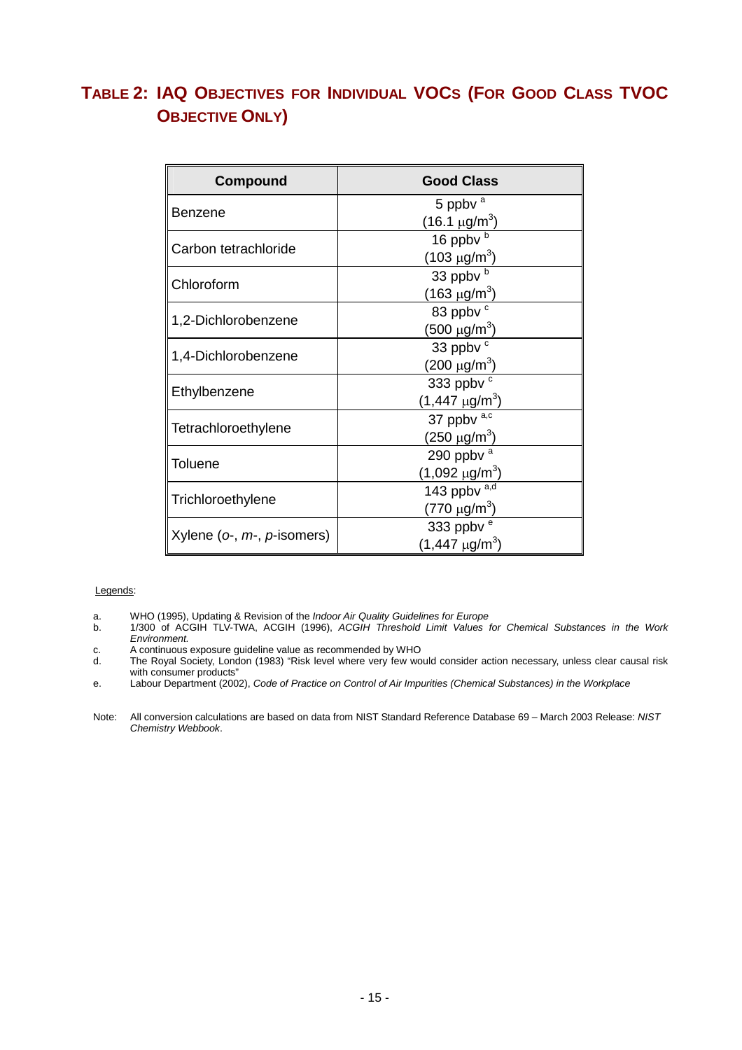## TABLE 2: IAQ OBJECTIVES FOR INDIVIDUAL VOCS (FOR GOOD CLASS TVOC OBJECTIVE ONLY)

| Compound | Good Class |
|---|---|
| Benzene | 5 ppbv [a] (16.1 μg/m$^3$) |
| Carbon tetrachloride | 16 ppbv [b] (103 μg/m$^3$) |
| Chloroform | 33 ppbv [b] (163 μg/m$^3$) |
| 1,2-Dichlorobenzene | 83 ppbv [c] (500 μg/m$^3$) |
| 1,4-Dichlorobenzene | 33 ppbv [c] (200 μg/m$^3$) |
| Ethylbenzene | 333 ppbv [c] (1,447 μg/m$^3$) |
| Tetrachloroethylene | 37 ppbv [a,c] (250 μg/m$^3$) |
| Toluene | 290 ppbv [a] (1,092 μg/m$^3$) |
| Trichloroethylene | 143 ppbv [a,d] (770 μg/m$^3$) |
| Xylene (*o*-, *m*-, *p*-isomers) | 333 ppbv [e] (1,447 μg/m$^3$) |

Legends:

a. WHO (1995), Updating & Revision of the *Indoor Air Quality Guidelines for Europe*
b. 1/300 of ACGIH TLV-TWA, ACGIH (1996), *ACGIH Threshold Limit Values for Chemical Substances in the Work Environment.*
c. A continuous exposure guideline value as recommended by WHO
d. The Royal Society, London (1983) "Risk level where very few would consider action necessary, unless clear causal risk with consumer products"
e. Labour Department (2002), *Code of Practice on Control of Air Impurities (Chemical Substances) in the Workplace*

Note: All conversion calculations are based on data from NIST Standard Reference Database 69 – March 2003 Release: *NIST Chemistry Webbook*.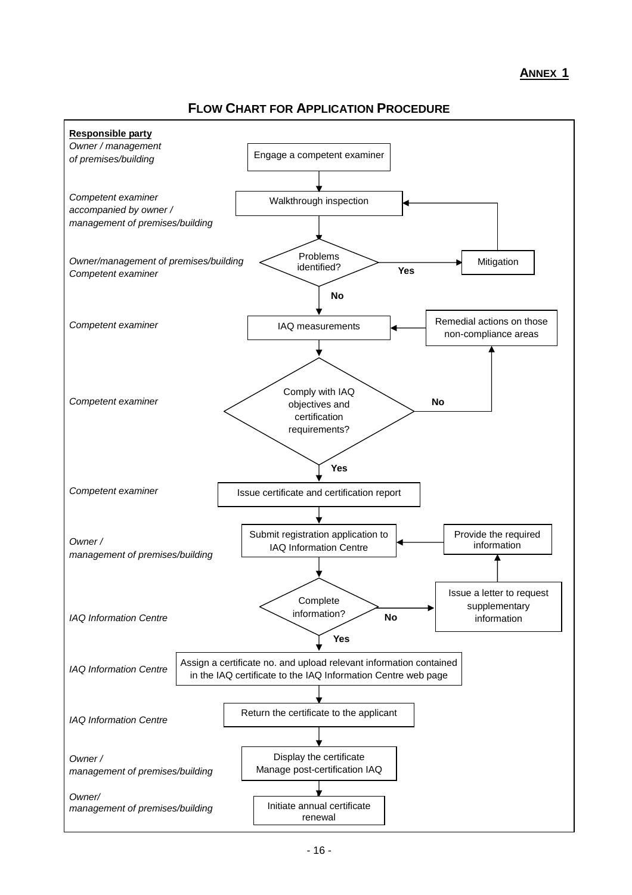**ANNEX 1**

## FLOW CHART FOR APPLICATION PROCEDURE

| Responsible party | Step |
| --- | --- |
| *Owner / management of premises/building* | Engage a competent examiner |
| *Competent examiner accompanied by owner / management of premises/building* | Walkthrough inspection |
| *Owner/management of premises/building*<br>*Competent examiner* | Problems identified? — **Yes**: Mitigation (then return to Walkthrough inspection); **No**: proceed to IAQ measurements |
| *Competent examiner* | IAQ measurements |
| *Competent examiner* | Comply with IAQ objectives and certification requirements? — **No**: Remedial actions on those non-compliance areas (then return to IAQ measurements); **Yes**: proceed |
| *Competent examiner* | Issue certificate and certification report |
| *Owner / management of premises/building* | Submit registration application to IAQ Information Centre |
| *IAQ Information Centre* | Complete information? — **No**: Issue a letter to request supplementary information → Provide the required information (then return to Submit registration application to IAQ Information Centre); **Yes**: proceed |
| *IAQ Information Centre* | Assign a certificate no. and upload relevant information contained in the IAQ certificate to the IAQ Information Centre web page |
| *IAQ Information Centre* | Return the certificate to the applicant |
| *Owner / management of premises/building* | Display the certificate<br>Manage post-certification IAQ |
| *Owner/ management of premises/building* | Initiate annual certificate renewal |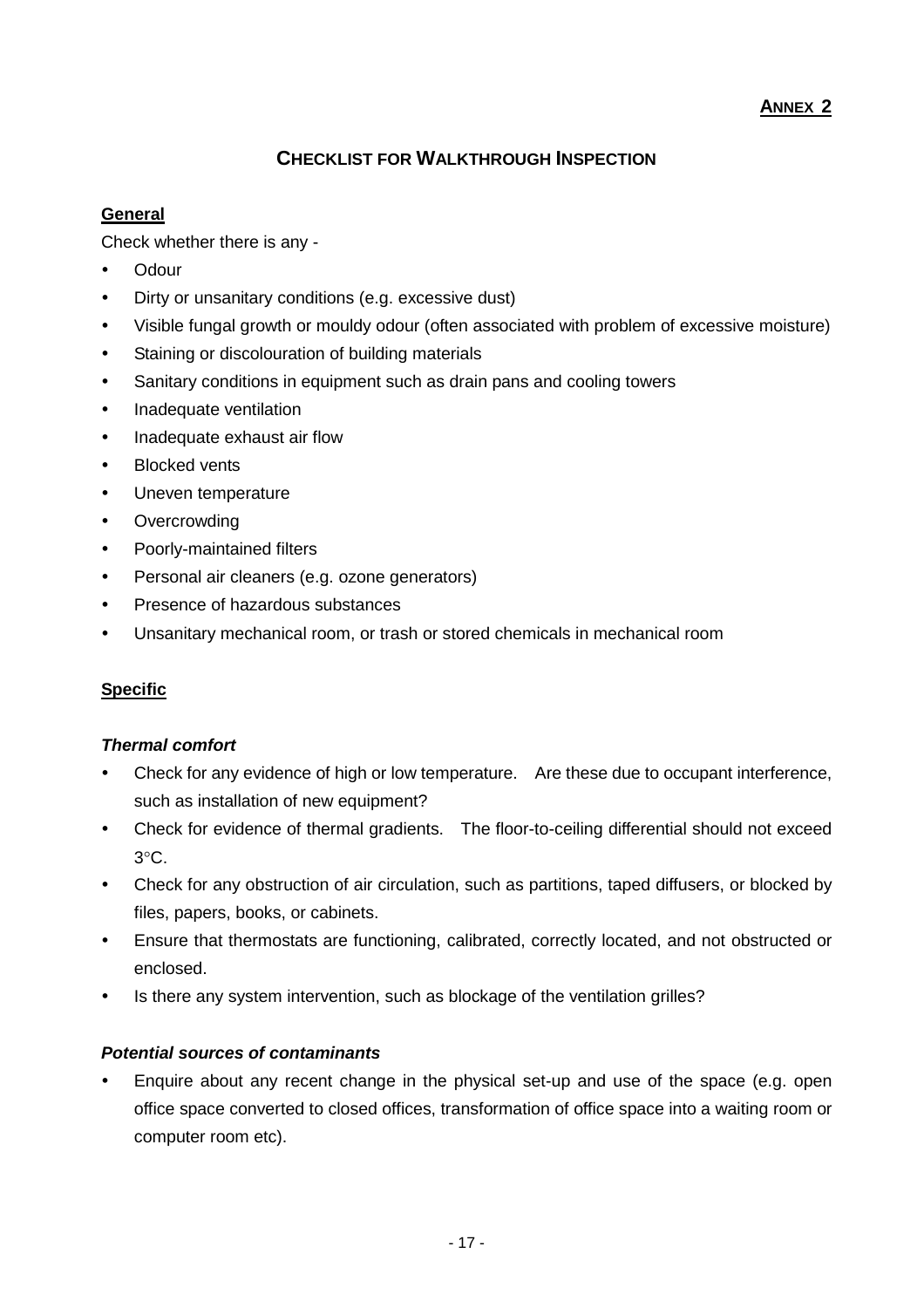**ANNEX 2**

## CHECKLIST FOR WALKTHROUGH INSPECTION

**General**

Check whether there is any -

- Odour
- Dirty or unsanitary conditions (e.g. excessive dust)
- Visible fungal growth or mouldy odour (often associated with problem of excessive moisture)
- Staining or discolouration of building materials
- Sanitary conditions in equipment such as drain pans and cooling towers
- Inadequate ventilation
- Inadequate exhaust air flow
- Blocked vents
- Uneven temperature
- Overcrowding
- Poorly-maintained filters
- Personal air cleaners (e.g. ozone generators)
- Presence of hazardous substances
- Unsanitary mechanical room, or trash or stored chemicals in mechanical room

**Specific**

***Thermal comfort***

- Check for any evidence of high or low temperature. Are these due to occupant interference, such as installation of new equipment?
- Check for evidence of thermal gradients. The floor-to-ceiling differential should not exceed 3°C.
- Check for any obstruction of air circulation, such as partitions, taped diffusers, or blocked by files, papers, books, or cabinets.
- Ensure that thermostats are functioning, calibrated, correctly located, and not obstructed or enclosed.
- Is there any system intervention, such as blockage of the ventilation grilles?

***Potential sources of contaminants***

- Enquire about any recent change in the physical set-up and use of the space (e.g. open office space converted to closed offices, transformation of office space into a waiting room or computer room etc).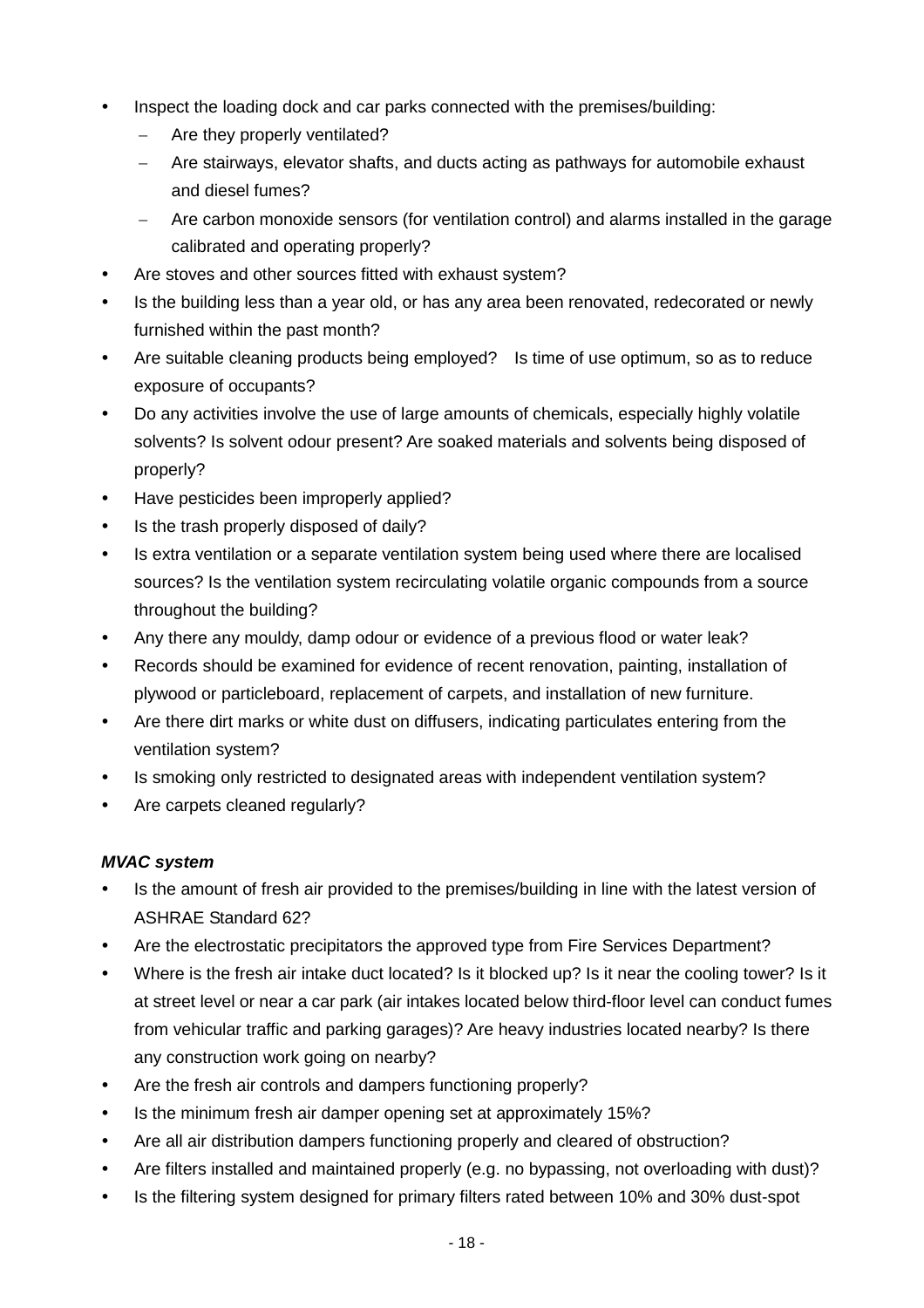- Inspect the loading dock and car parks connected with the premises/building:
  - Are they properly ventilated?
  - Are stairways, elevator shafts, and ducts acting as pathways for automobile exhaust and diesel fumes?
  - Are carbon monoxide sensors (for ventilation control) and alarms installed in the garage calibrated and operating properly?
- Are stoves and other sources fitted with exhaust system?
- Is the building less than a year old, or has any area been renovated, redecorated or newly furnished within the past month?
- Are suitable cleaning products being employed? Is time of use optimum, so as to reduce exposure of occupants?
- Do any activities involve the use of large amounts of chemicals, especially highly volatile solvents? Is solvent odour present? Are soaked materials and solvents being disposed of properly?
- Have pesticides been improperly applied?
- Is the trash properly disposed of daily?
- Is extra ventilation or a separate ventilation system being used where there are localised sources? Is the ventilation system recirculating volatile organic compounds from a source throughout the building?
- Any there any mouldy, damp odour or evidence of a previous flood or water leak?
- Records should be examined for evidence of recent renovation, painting, installation of plywood or particleboard, replacement of carpets, and installation of new furniture.
- Are there dirt marks or white dust on diffusers, indicating particulates entering from the ventilation system?
- Is smoking only restricted to designated areas with independent ventilation system?
- Are carpets cleaned regularly?

***MVAC system***

- Is the amount of fresh air provided to the premises/building in line with the latest version of ASHRAE Standard 62?
- Are the electrostatic precipitators the approved type from Fire Services Department?
- Where is the fresh air intake duct located? Is it blocked up? Is it near the cooling tower? Is it at street level or near a car park (air intakes located below third-floor level can conduct fumes from vehicular traffic and parking garages)? Are heavy industries located nearby? Is there any construction work going on nearby?
- Are the fresh air controls and dampers functioning properly?
- Is the minimum fresh air damper opening set at approximately 15%?
- Are all air distribution dampers functioning properly and cleared of obstruction?
- Are filters installed and maintained properly (e.g. no bypassing, not overloading with dust)?
- Is the filtering system designed for primary filters rated between 10% and 30% dust-spot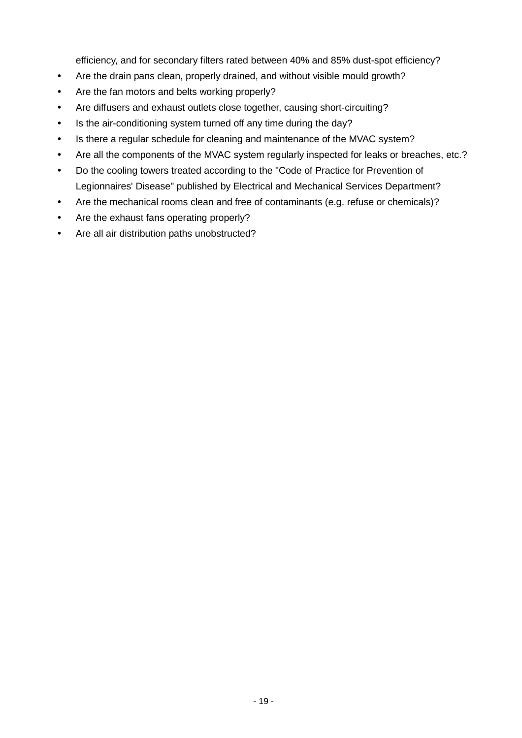efficiency, and for secondary filters rated between 40% and 85% dust-spot efficiency?

- Are the drain pans clean, properly drained, and without visible mould growth?
- Are the fan motors and belts working properly?
- Are diffusers and exhaust outlets close together, causing short-circuiting?
- Is the air-conditioning system turned off any time during the day?
- Is there a regular schedule for cleaning and maintenance of the MVAC system?
- Are all the components of the MVAC system regularly inspected for leaks or breaches, etc.?
- Do the cooling towers treated according to the "Code of Practice for Prevention of Legionnaires' Disease" published by Electrical and Mechanical Services Department?
- Are the mechanical rooms clean and free of contaminants (e.g. refuse or chemicals)?
- Are the exhaust fans operating properly?
- Are all air distribution paths unobstructed?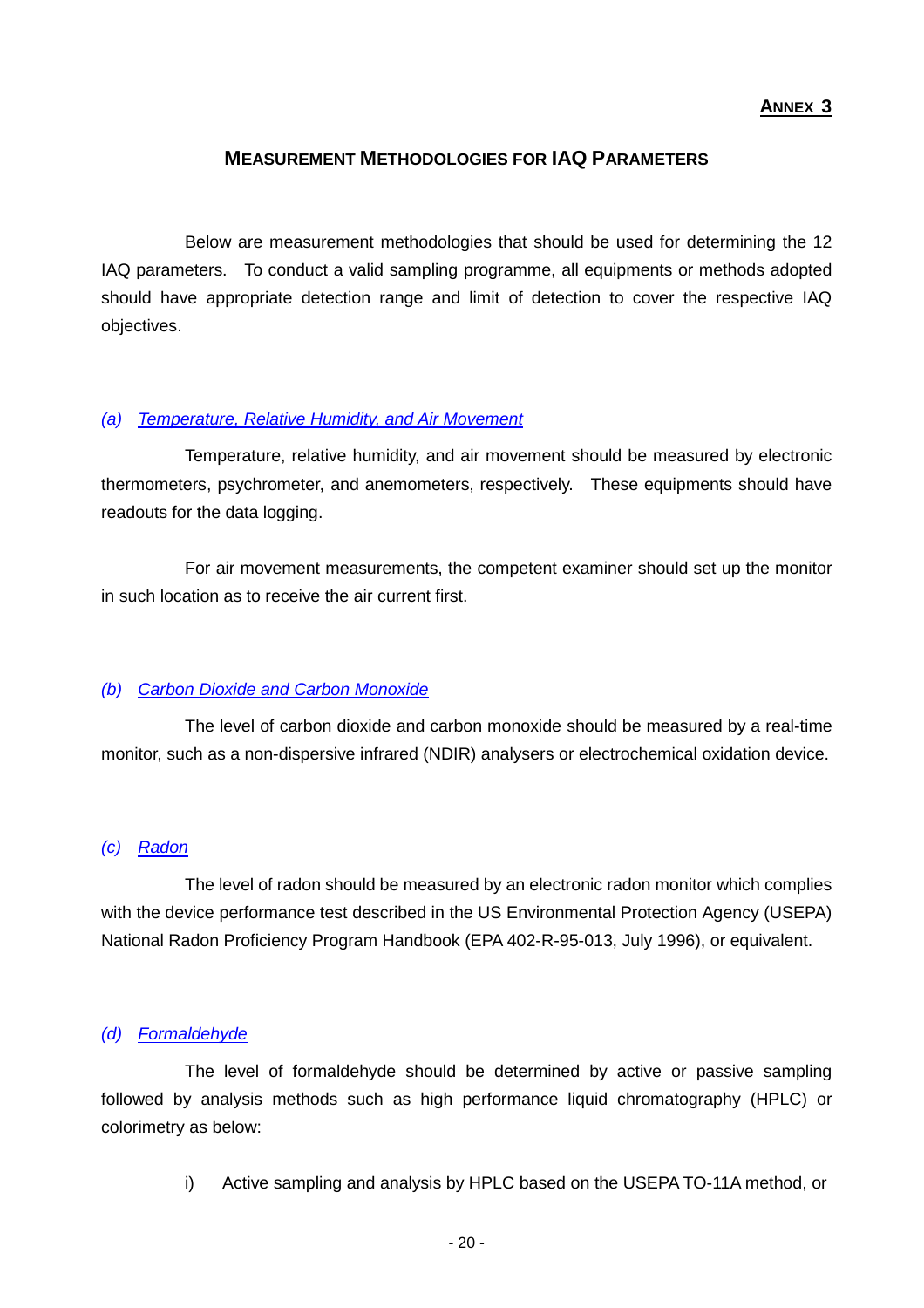**ANNEX 3**

## MEASUREMENT METHODOLOGIES FOR IAQ PARAMETERS

Below are measurement methodologies that should be used for determining the 12 IAQ parameters. To conduct a valid sampling programme, all equipments or methods adopted should have appropriate detection range and limit of detection to cover the respective IAQ objectives.

### *(a) Temperature, Relative Humidity, and Air Movement*

Temperature, relative humidity, and air movement should be measured by electronic thermometers, psychrometer, and anemometers, respectively. These equipments should have readouts for the data logging.

For air movement measurements, the competent examiner should set up the monitor in such location as to receive the air current first.

### *(b) Carbon Dioxide and Carbon Monoxide*

The level of carbon dioxide and carbon monoxide should be measured by a real-time monitor, such as a non-dispersive infrared (NDIR) analysers or electrochemical oxidation device.

### *(c) Radon*

The level of radon should be measured by an electronic radon monitor which complies with the device performance test described in the US Environmental Protection Agency (USEPA) National Radon Proficiency Program Handbook (EPA 402-R-95-013, July 1996), or equivalent.

### *(d) Formaldehyde*

The level of formaldehyde should be determined by active or passive sampling followed by analysis methods such as high performance liquid chromatography (HPLC) or colorimetry as below:

i) Active sampling and analysis by HPLC based on the USEPA TO-11A method, or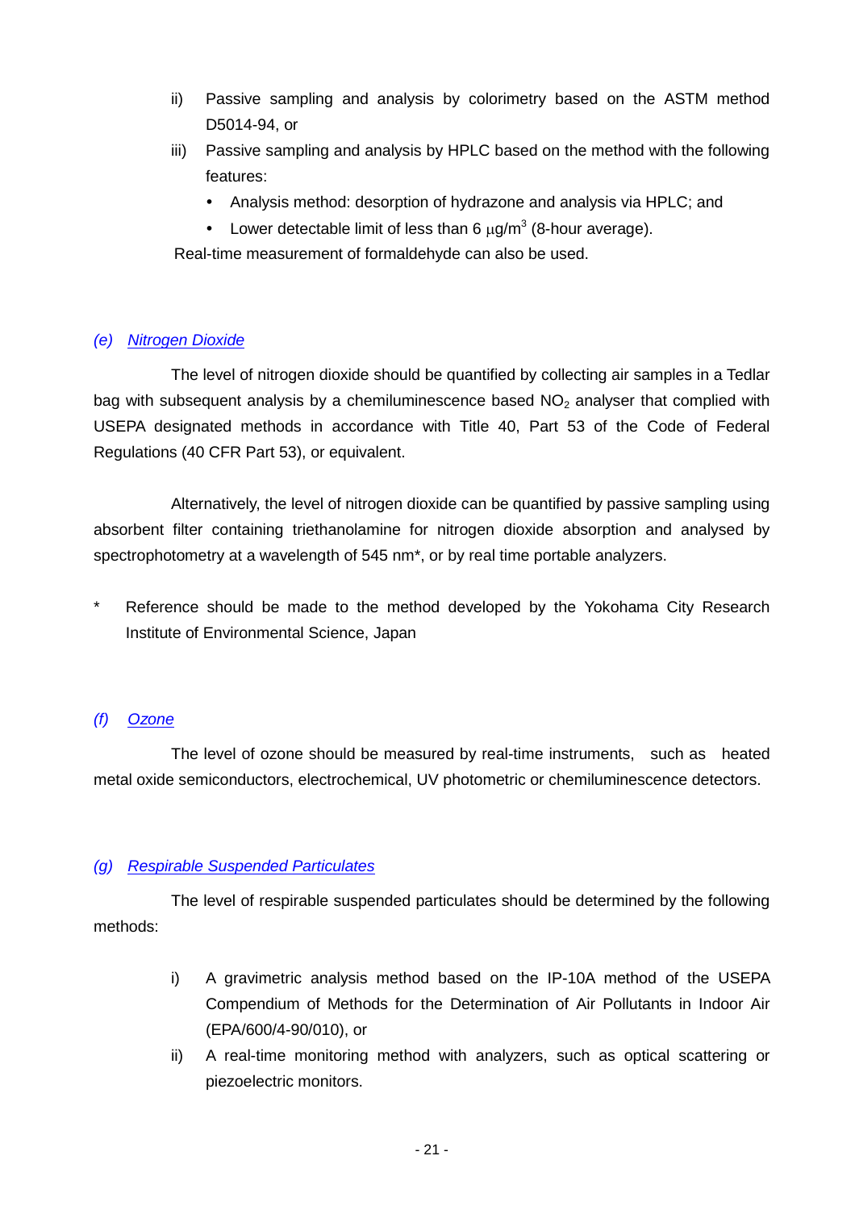ii) Passive sampling and analysis by colorimetry based on the ASTM method D5014-94, or

iii) Passive sampling and analysis by HPLC based on the method with the following features:

- Analysis method: desorption of hydrazone and analysis via HPLC; and
- Lower detectable limit of less than 6 $\mu g/m^3$ (8-hour average).

Real-time measurement of formaldehyde can also be used.

### *(e) Nitrogen Dioxide*

The level of nitrogen dioxide should be quantified by collecting air samples in a Tedlar bag with subsequent analysis by a chemiluminescence based $NO_2$ analyser that complied with USEPA designated methods in accordance with Title 40, Part 53 of the Code of Federal Regulations (40 CFR Part 53), or equivalent.

Alternatively, the level of nitrogen dioxide can be quantified by passive sampling using absorbent filter containing triethanolamine for nitrogen dioxide absorption and analysed by spectrophotometry at a wavelength of 545 nm*, or by real time portable analyzers.

\* Reference should be made to the method developed by the Yokohama City Research Institute of Environmental Science, Japan

### *(f) Ozone*

The level of ozone should be measured by real-time instruments, such as heated metal oxide semiconductors, electrochemical, UV photometric or chemiluminescence detectors.

### *(g) Respirable Suspended Particulates*

The level of respirable suspended particulates should be determined by the following methods:

i) A gravimetric analysis method based on the IP-10A method of the USEPA Compendium of Methods for the Determination of Air Pollutants in Indoor Air (EPA/600/4-90/010), or

ii) A real-time monitoring method with analyzers, such as optical scattering or piezoelectric monitors.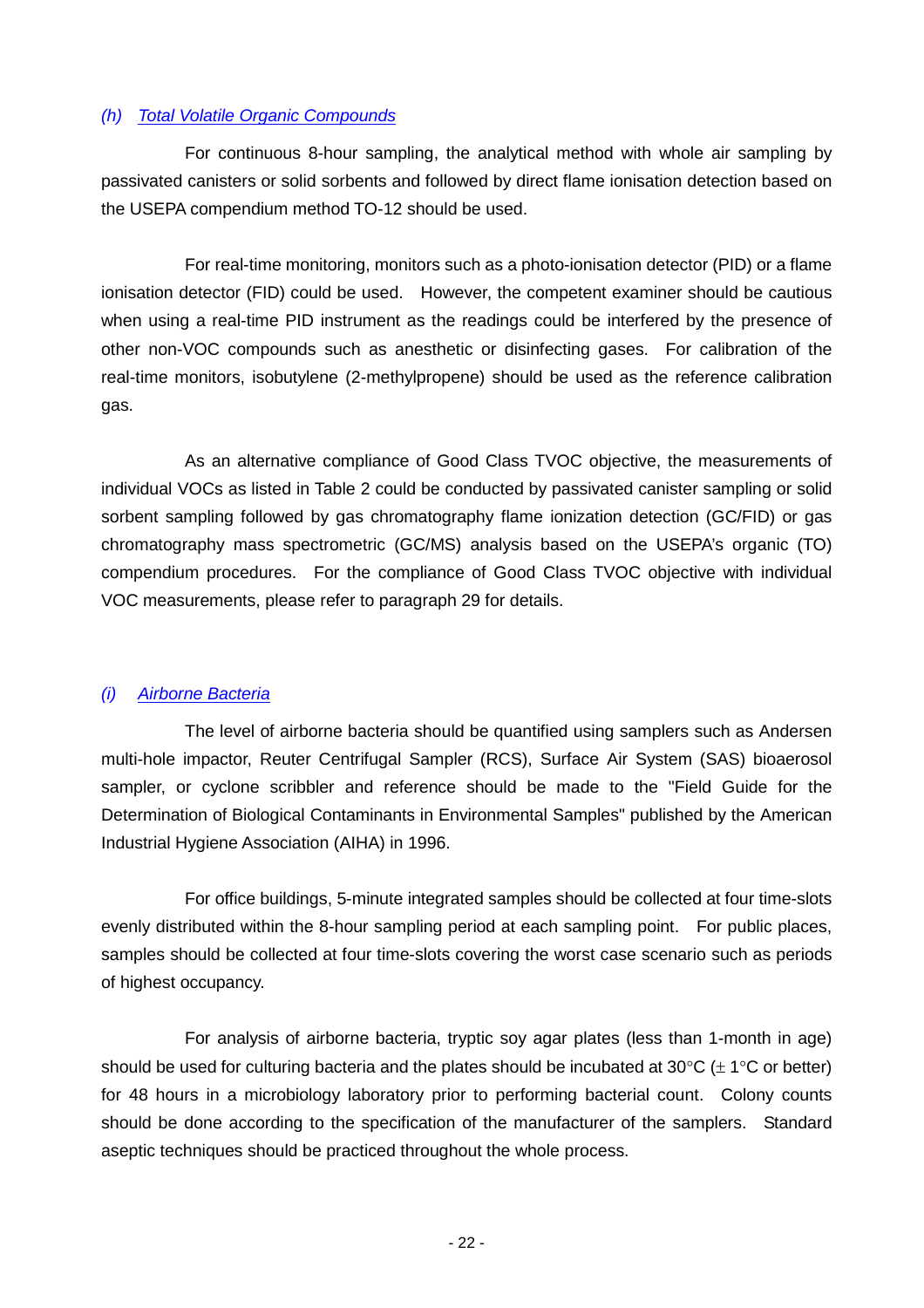*(h) Total Volatile Organic Compounds*

For continuous 8-hour sampling, the analytical method with whole air sampling by passivated canisters or solid sorbents and followed by direct flame ionisation detection based on the USEPA compendium method TO-12 should be used.

For real-time monitoring, monitors such as a photo-ionisation detector (PID) or a flame ionisation detector (FID) could be used. However, the competent examiner should be cautious when using a real-time PID instrument as the readings could be interfered by the presence of other non-VOC compounds such as anesthetic or disinfecting gases. For calibration of the real-time monitors, isobutylene (2-methylpropene) should be used as the reference calibration gas.

As an alternative compliance of Good Class TVOC objective, the measurements of individual VOCs as listed in Table 2 could be conducted by passivated canister sampling or solid sorbent sampling followed by gas chromatography flame ionization detection (GC/FID) or gas chromatography mass spectrometric (GC/MS) analysis based on the USEPA's organic (TO) compendium procedures. For the compliance of Good Class TVOC objective with individual VOC measurements, please refer to paragraph 29 for details.

*(i) Airborne Bacteria*

The level of airborne bacteria should be quantified using samplers such as Andersen multi-hole impactor, Reuter Centrifugal Sampler (RCS), Surface Air System (SAS) bioaerosol sampler, or cyclone scribbler and reference should be made to the "Field Guide for the Determination of Biological Contaminants in Environmental Samples" published by the American Industrial Hygiene Association (AIHA) in 1996.

For office buildings, 5-minute integrated samples should be collected at four time-slots evenly distributed within the 8-hour sampling period at each sampling point. For public places, samples should be collected at four time-slots covering the worst case scenario such as periods of highest occupancy.

For analysis of airborne bacteria, tryptic soy agar plates (less than 1-month in age) should be used for culturing bacteria and the plates should be incubated at 30°C (± 1°C or better) for 48 hours in a microbiology laboratory prior to performing bacterial count. Colony counts should be done according to the specification of the manufacturer of the samplers. Standard aseptic techniques should be practiced throughout the whole process.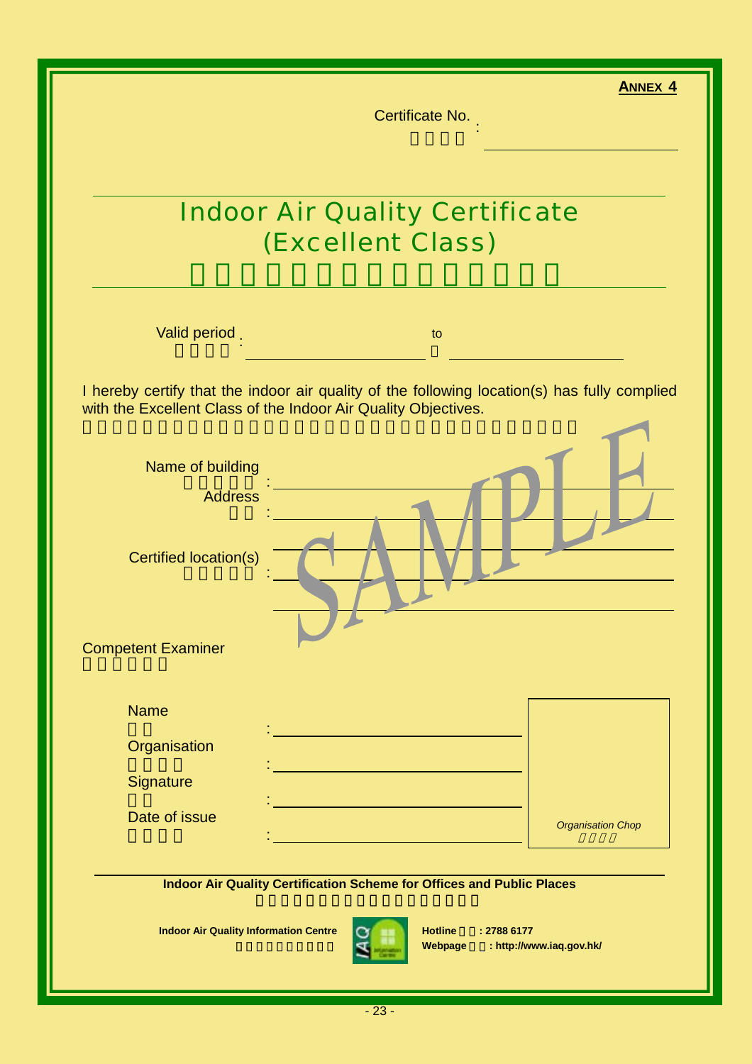**ANNEX 4**

Certificate No. : ____________________

# Indoor Air Quality Certificate (Excellent Class)

Valid period : ____________________ to ____________________

I hereby certify that the indoor air quality of the following location(s) has fully complied with the Excellent Class of the Indoor Air Quality Objectives.

Name of building : ____________________________________________

Address : ____________________________________________

Certified location(s) : ____________________________________________

____________________________________________

____________________________________________

SAMPLE

Competent Examiner

| | | |
|---|---|---|
| Name | : ____________________ | |
| Organisation | : ____________________ | |
| Signature | : ____________________ | |
| Date of issue | : ____________________ | *Organisation Chop* |

**Indoor Air Quality Certification Scheme for Offices and Public Places**

**Indoor Air Quality Information Centre**

**Hotline : 2788 6177**

**Webpage : http://www.iaq.gov.hk/**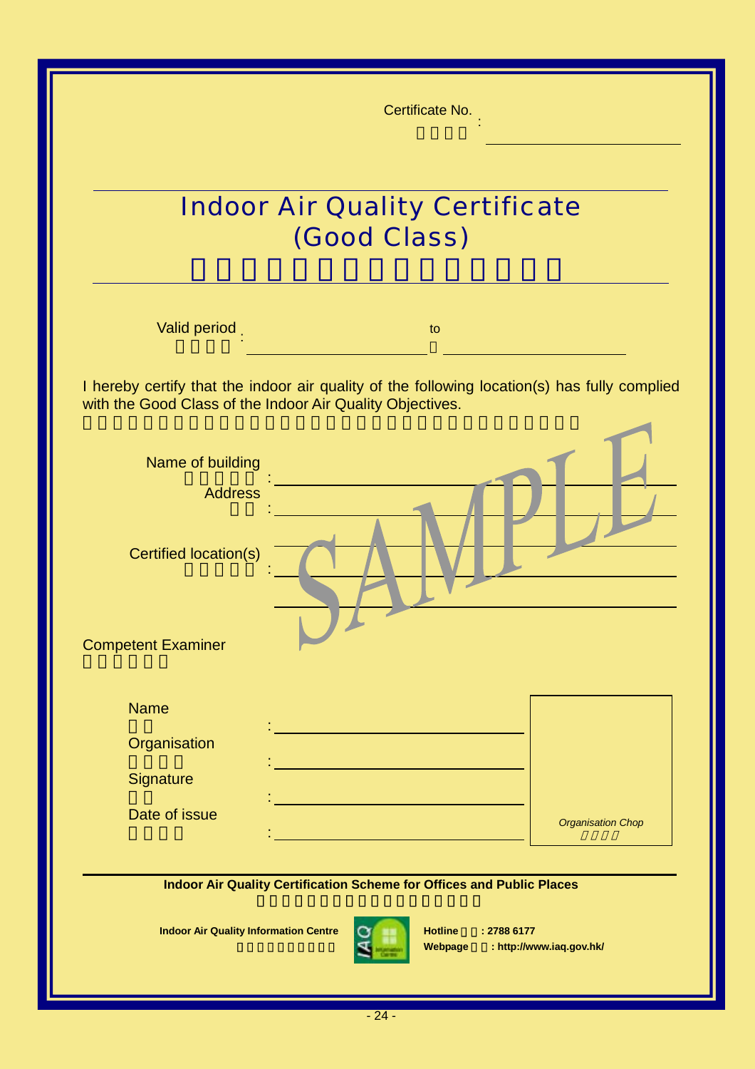Certificate No. :

# Indoor Air Quality Certificate (Good Class)

Valid period : ____________________ to ____________________

I hereby certify that the indoor air quality of the following location(s) has fully complied with the Good Class of the Indoor Air Quality Objectives.

Name of building : ____________________

Address : ____________________

Certified location(s) : ____________________

SAMPLE

**Competent Examiner**

Name : ____________________

Organisation : ____________________

Signature : ____________________

Date of issue : ____________________

*Organisation Chop*

**Indoor Air Quality Certification Scheme for Offices and Public Places**

**Indoor Air Quality Information Centre**

**Hotline : 2788 6177**

**Webpage : http://www.iaq.gov.hk/**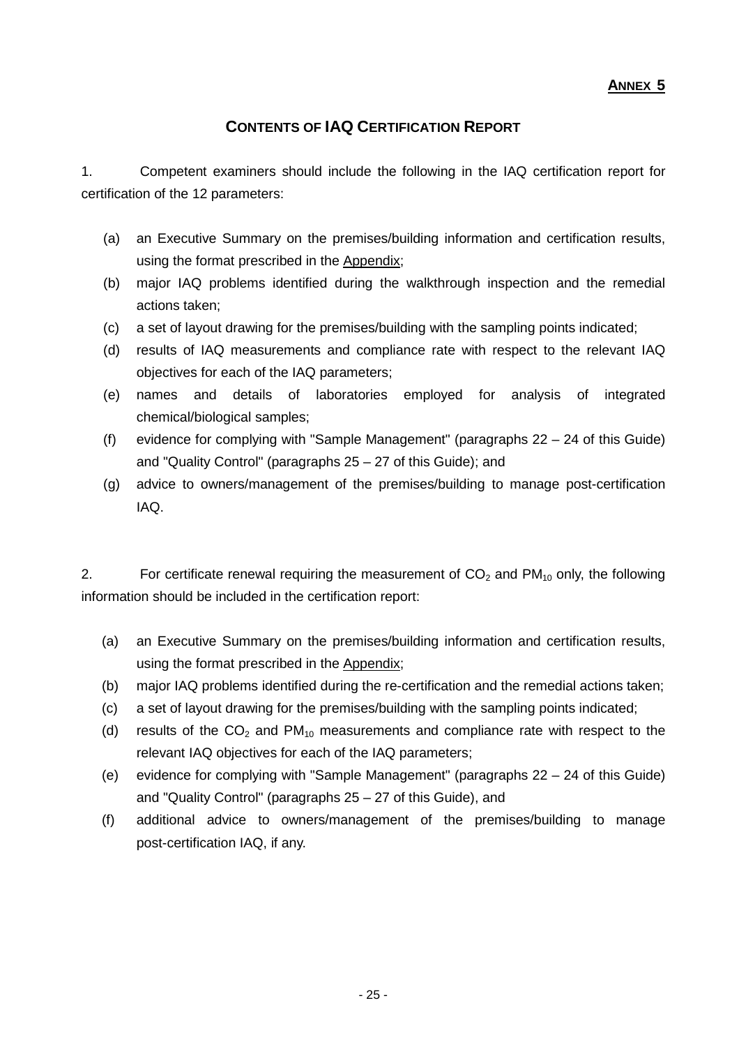**ANNEX 5**

# CONTENTS OF IAQ CERTIFICATION REPORT

1. Competent examiners should include the following in the IAQ certification report for certification of the 12 parameters:

   (a) an Executive Summary on the premises/building information and certification results, using the format prescribed in the Appendix;
   (b) major IAQ problems identified during the walkthrough inspection and the remedial actions taken;
   (c) a set of layout drawing for the premises/building with the sampling points indicated;
   (d) results of IAQ measurements and compliance rate with respect to the relevant IAQ objectives for each of the IAQ parameters;
   (e) names and details of laboratories employed for analysis of integrated chemical/biological samples;
   (f) evidence for complying with "Sample Management" (paragraphs 22 – 24 of this Guide) and "Quality Control" (paragraphs 25 – 27 of this Guide); and
   (g) advice to owners/management of the premises/building to manage post-certification IAQ.

2. For certificate renewal requiring the measurement of $CO_2$ and $PM_{10}$ only, the following information should be included in the certification report:

   (a) an Executive Summary on the premises/building information and certification results, using the format prescribed in the Appendix;
   (b) major IAQ problems identified during the re-certification and the remedial actions taken;
   (c) a set of layout drawing for the premises/building with the sampling points indicated;
   (d) results of the $CO_2$ and $PM_{10}$ measurements and compliance rate with respect to the relevant IAQ objectives for each of the IAQ parameters;
   (e) evidence for complying with "Sample Management" (paragraphs 22 – 24 of this Guide) and "Quality Control" (paragraphs 25 – 27 of this Guide), and
   (f) additional advice to owners/management of the premises/building to manage post-certification IAQ, if any.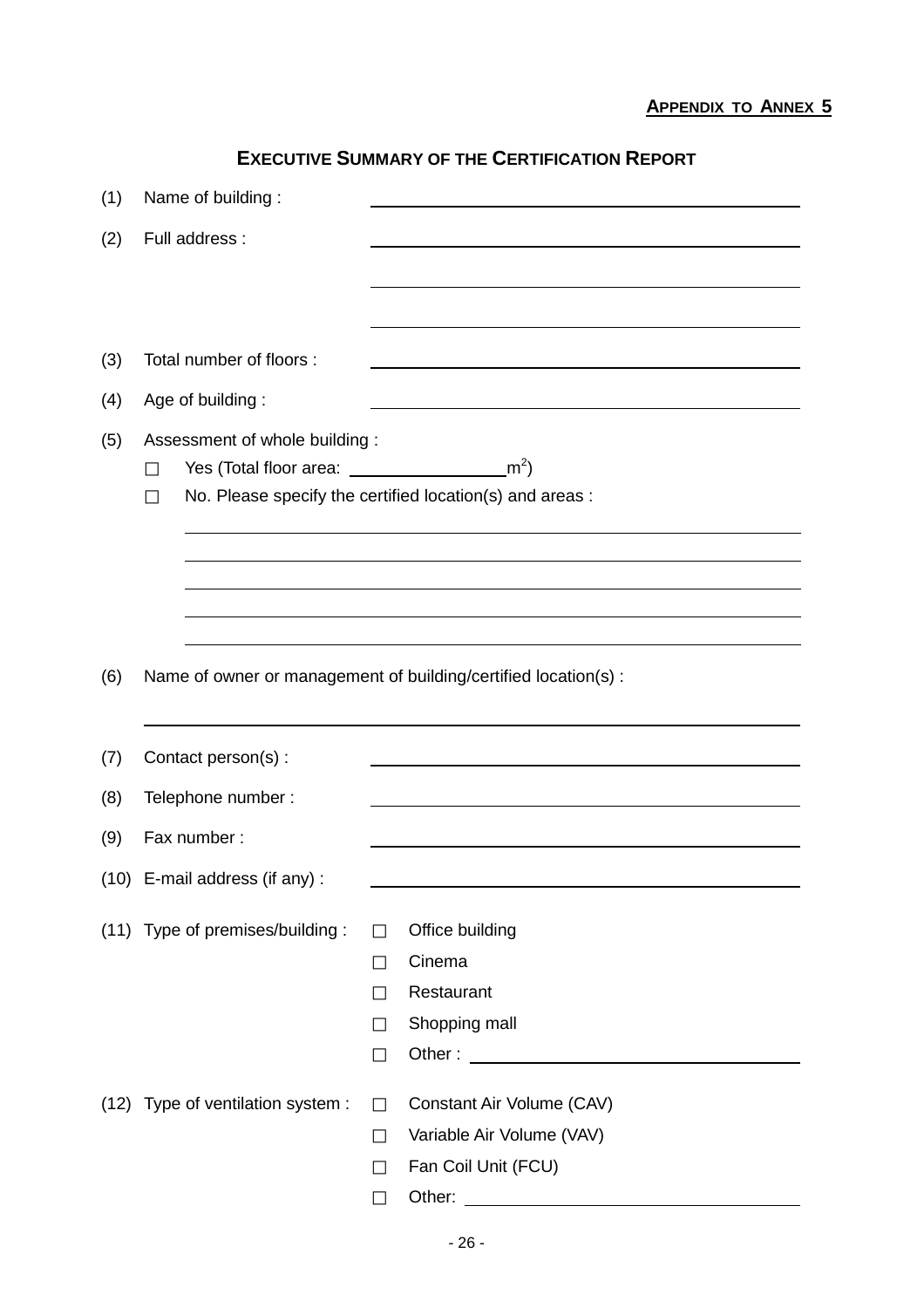**<u>APPENDIX TO ANNEX 5</u>**

## EXECUTIVE SUMMARY OF THE CERTIFICATION REPORT

(1) Name of building : \_\_\_\_\_\_\_\_\_\_\_\_\_\_\_\_\_\_\_\_\_\_\_\_\_\_\_\_\_\_\_\_\_\_\_\_\_\_\_\_

(2) Full address : \_\_\_\_\_\_\_\_\_\_\_\_\_\_\_\_\_\_\_\_\_\_\_\_\_\_\_\_\_\_\_\_\_\_\_\_\_\_\_\_

\_\_\_\_\_\_\_\_\_\_\_\_\_\_\_\_\_\_\_\_\_\_\_\_\_\_\_\_\_\_\_\_\_\_\_\_\_\_\_\_

\_\_\_\_\_\_\_\_\_\_\_\_\_\_\_\_\_\_\_\_\_\_\_\_\_\_\_\_\_\_\_\_\_\_\_\_\_\_\_\_

(3) Total number of floors : \_\_\_\_\_\_\_\_\_\_\_\_\_\_\_\_\_\_\_\_\_\_\_\_\_\_\_\_\_\_\_\_\_\_\_\_\_\_\_\_

(4) Age of building : \_\_\_\_\_\_\_\_\_\_\_\_\_\_\_\_\_\_\_\_\_\_\_\_\_\_\_\_\_\_\_\_\_\_\_\_\_\_\_\_

(5) Assessment of whole building :

☐ Yes (Total floor area: \_\_\_\_\_\_\_\_\_\_\_\_\_\_\_\_ $m^2$)

☐ No. Please specify the certified location(s) and areas :

\_\_\_\_\_\_\_\_\_\_\_\_\_\_\_\_\_\_\_\_\_\_\_\_\_\_\_\_\_\_\_\_\_\_\_\_\_\_\_\_\_\_\_\_\_\_\_\_\_\_\_\_\_\_\_\_\_\_

\_\_\_\_\_\_\_\_\_\_\_\_\_\_\_\_\_\_\_\_\_\_\_\_\_\_\_\_\_\_\_\_\_\_\_\_\_\_\_\_\_\_\_\_\_\_\_\_\_\_\_\_\_\_\_\_\_\_

\_\_\_\_\_\_\_\_\_\_\_\_\_\_\_\_\_\_\_\_\_\_\_\_\_\_\_\_\_\_\_\_\_\_\_\_\_\_\_\_\_\_\_\_\_\_\_\_\_\_\_\_\_\_\_\_\_\_

\_\_\_\_\_\_\_\_\_\_\_\_\_\_\_\_\_\_\_\_\_\_\_\_\_\_\_\_\_\_\_\_\_\_\_\_\_\_\_\_\_\_\_\_\_\_\_\_\_\_\_\_\_\_\_\_\_\_

\_\_\_\_\_\_\_\_\_\_\_\_\_\_\_\_\_\_\_\_\_\_\_\_\_\_\_\_\_\_\_\_\_\_\_\_\_\_\_\_\_\_\_\_\_\_\_\_\_\_\_\_\_\_\_\_\_\_

(6) Name of owner or management of building/certified location(s) :

\_\_\_\_\_\_\_\_\_\_\_\_\_\_\_\_\_\_\_\_\_\_\_\_\_\_\_\_\_\_\_\_\_\_\_\_\_\_\_\_\_\_\_\_\_\_\_\_\_\_\_\_\_\_\_\_\_\_

(7) Contact person(s) : \_\_\_\_\_\_\_\_\_\_\_\_\_\_\_\_\_\_\_\_\_\_\_\_\_\_\_\_\_\_\_\_\_\_\_\_\_\_\_\_

(8) Telephone number : \_\_\_\_\_\_\_\_\_\_\_\_\_\_\_\_\_\_\_\_\_\_\_\_\_\_\_\_\_\_\_\_\_\_\_\_\_\_\_\_

(9) Fax number : \_\_\_\_\_\_\_\_\_\_\_\_\_\_\_\_\_\_\_\_\_\_\_\_\_\_\_\_\_\_\_\_\_\_\_\_\_\_\_\_

(10) E-mail address (if any) : \_\_\_\_\_\_\_\_\_\_\_\_\_\_\_\_\_\_\_\_\_\_\_\_\_\_\_\_\_\_\_\_\_\_\_\_\_\_\_\_

(11) Type of premises/building :

☐ Office building

☐ Cinema

☐ Restaurant

☐ Shopping mall

☐ Other : \_\_\_\_\_\_\_\_\_\_\_\_\_\_\_\_\_\_\_\_\_\_\_\_\_\_\_\_\_\_\_\_

(12) Type of ventilation system :

☐ Constant Air Volume (CAV)

☐ Variable Air Volume (VAV)

☐ Fan Coil Unit (FCU)

☐ Other: \_\_\_\_\_\_\_\_\_\_\_\_\_\_\_\_\_\_\_\_\_\_\_\_\_\_\_\_\_\_\_\_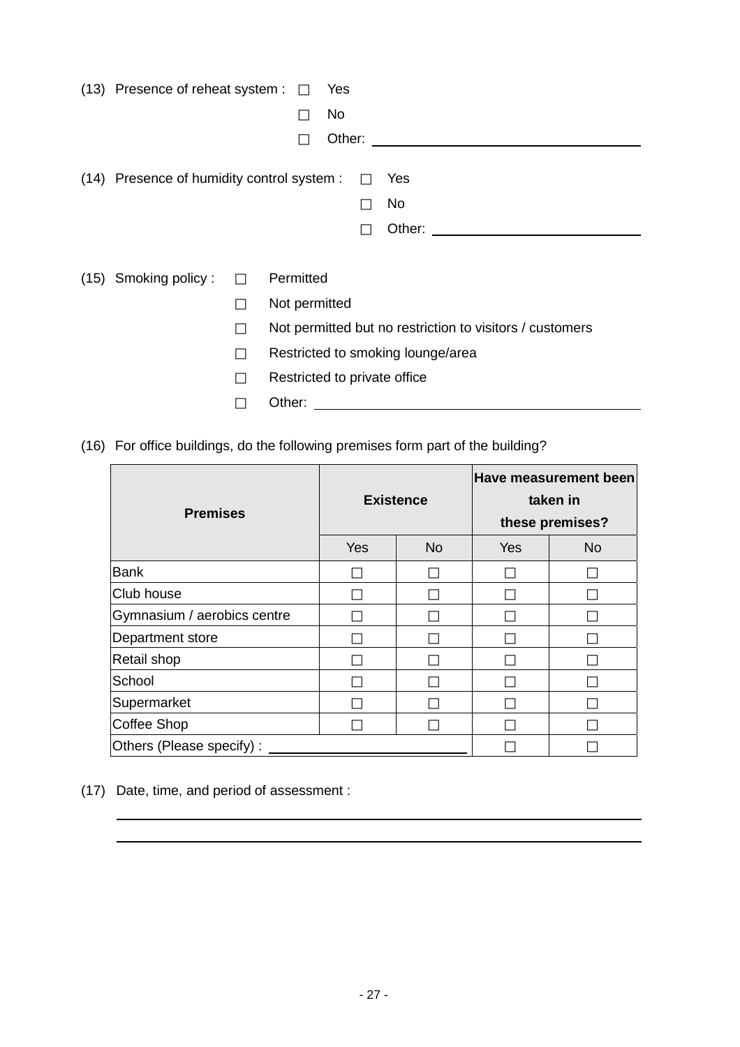(13) Presence of reheat system : ☐ Yes

☐ No

☐ Other: ______________________________

(14) Presence of humidity control system : ☐ Yes

☐ No

☐ Other: ______________________________

(15) Smoking policy : ☐ Permitted

☐ Not permitted

☐ Not permitted but no restriction to visitors / customers

☐ Restricted to smoking lounge/area

☐ Restricted to private office

☐ Other: ______________________________

(16) For office buildings, do the following premises form part of the building?

| Premises | Existence | | Have measurement been taken in these premises? | |
|---|---|---|---|---|
| | Yes | No | Yes | No |
| Bank | ☐ | ☐ | ☐ | ☐ |
| Club house | ☐ | ☐ | ☐ | ☐ |
| Gymnasium / aerobics centre | ☐ | ☐ | ☐ | ☐ |
| Department store | ☐ | ☐ | ☐ | ☐ |
| Retail shop | ☐ | ☐ | ☐ | ☐ |
| School | ☐ | ☐ | ☐ | ☐ |
| Supermarket | ☐ | ☐ | ☐ | ☐ |
| Coffee Shop | ☐ | ☐ | ☐ | ☐ |
| Others (Please specify) : ______________________ | | | ☐ | ☐ |

(17) Date, time, and period of assessment :

______________________________________________________________

______________________________________________________________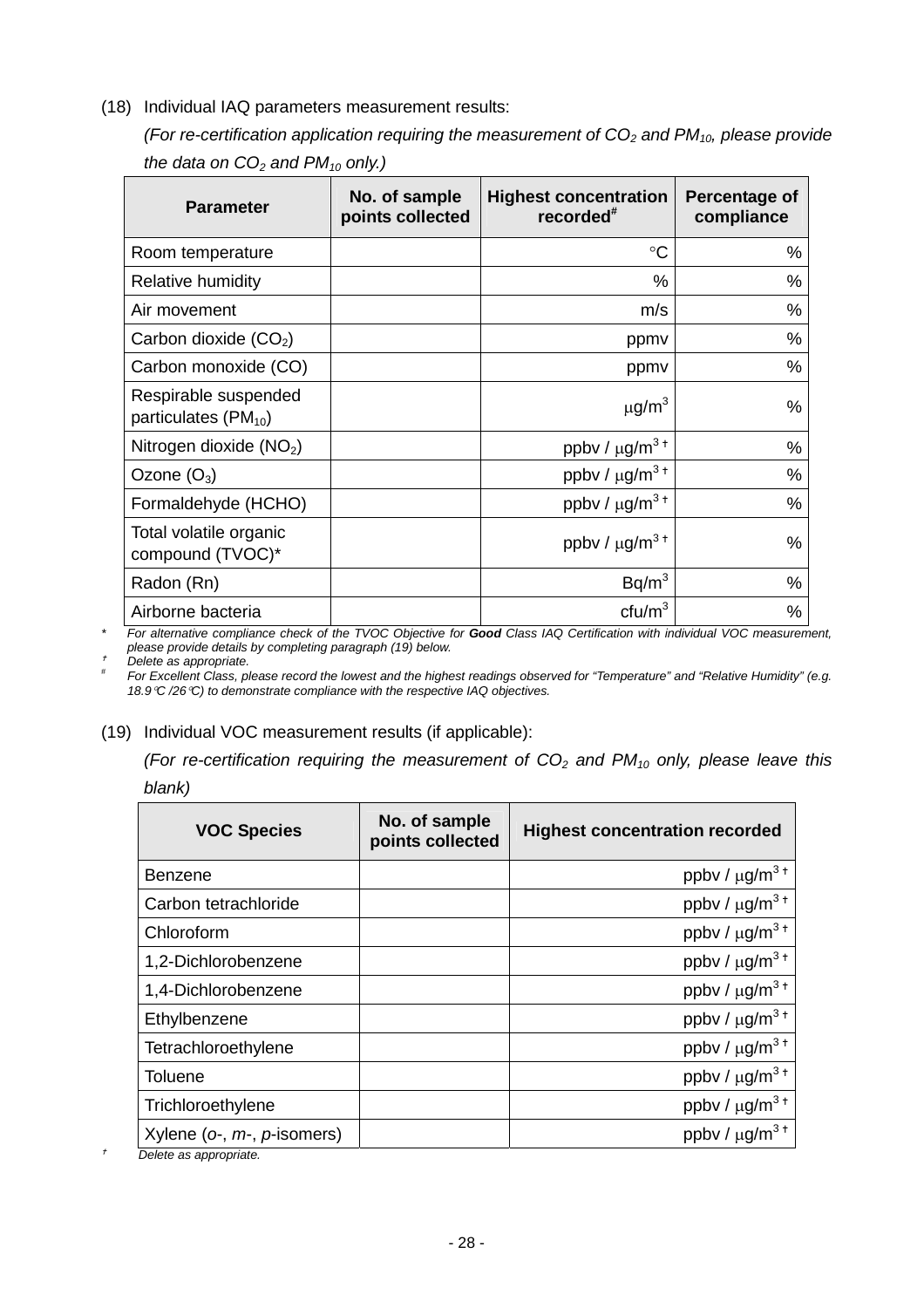(18) Individual IAQ parameters measurement results:

*(For re-certification application requiring the measurement of $CO_2$ and $PM_{10}$, please provide the data on $CO_2$ and $PM_{10}$ only.)*

| Parameter | No. of sample points collected | Highest concentration recorded# | Percentage of compliance |
|---|---|---|---|
| Room temperature | | °C | % |
| Relative humidity | | % | % |
| Air movement | | m/s | % |
| Carbon dioxide ($CO_2$) | | ppmv | % |
| Carbon monoxide (CO) | | ppmv | % |
| Respirable suspended particulates ($PM_{10}$) | | $\mu g/m^3$ | % |
| Nitrogen dioxide ($NO_2$) | | ppbv / $\mu g/m^3$ † | % |
| Ozone ($O_3$) | | ppbv / $\mu g/m^3$ † | % |
| Formaldehyde (HCHO) | | ppbv / $\mu g/m^3$ † | % |
| Total volatile organic compound (TVOC)* | | ppbv / $\mu g/m^3$ † | % |
| Radon (Rn) | | $Bq/m^3$ | % |
| Airborne bacteria | | $cfu/m^3$ | % |

\* *For alternative compliance check of the TVOC Objective for **Good** Class IAQ Certification with individual VOC measurement, please provide details by completing paragraph (19) below.*

† *Delete as appropriate.*

\# *For Excellent Class, please record the lowest and the highest readings observed for "Temperature" and "Relative Humidity" (e.g. 18.9°C /26°C) to demonstrate compliance with the respective IAQ objectives.*

(19) Individual VOC measurement results (if applicable):

*(For re-certification requiring the measurement of $CO_2$ and $PM_{10}$ only, please leave this blank)*

| VOC Species | No. of sample points collected | Highest concentration recorded |
|---|---|---|
| Benzene | | ppbv / $\mu g/m^3$ † |
| Carbon tetrachloride | | ppbv / $\mu g/m^3$ † |
| Chloroform | | ppbv / $\mu g/m^3$ † |
| 1,2-Dichlorobenzene | | ppbv / $\mu g/m^3$ † |
| 1,4-Dichlorobenzene | | ppbv / $\mu g/m^3$ † |
| Ethylbenzene | | ppbv / $\mu g/m^3$ † |
| Tetrachloroethylene | | ppbv / $\mu g/m^3$ † |
| Toluene | | ppbv / $\mu g/m^3$ † |
| Trichloroethylene | | ppbv / $\mu g/m^3$ † |
| Xylene (*o*-, *m*-, *p*-isomers) | | ppbv / $\mu g/m^3$ † |

† *Delete as appropriate.*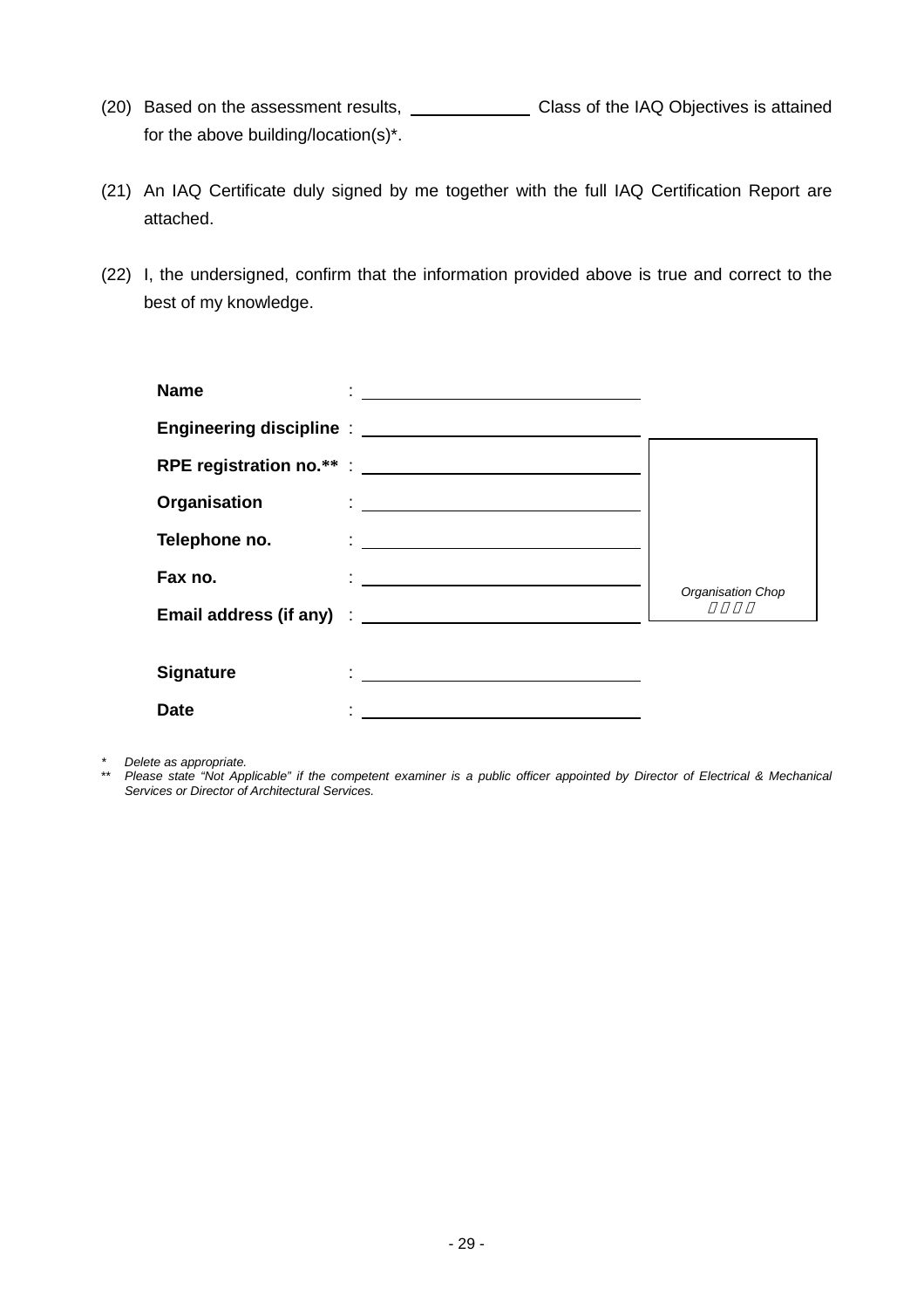(20) Based on the assessment results, ____________ Class of the IAQ Objectives is attained for the above building/location(s)*.

(21) An IAQ Certificate duly signed by me together with the full IAQ Certification Report are attached.

(22) I, the undersigned, confirm that the information provided above is true and correct to the best of my knowledge.

**Name** : ______________________________

**Engineering discipline** : ______________________________

**RPE registration no.**** : ______________________________

**Organisation** : ______________________________

**Telephone no.** : ______________________________

**Fax no.** : ______________________________

**Email address (if any)** : ______________________________

*Organisation Chop*

**Signature** : ______________________________

**Date** : ______________________________

\* *Delete as appropriate.*

\*\* *Please state "Not Applicable" if the competent examiner is a public officer appointed by Director of Electrical & Mechanical Services or Director of Architectural Services.*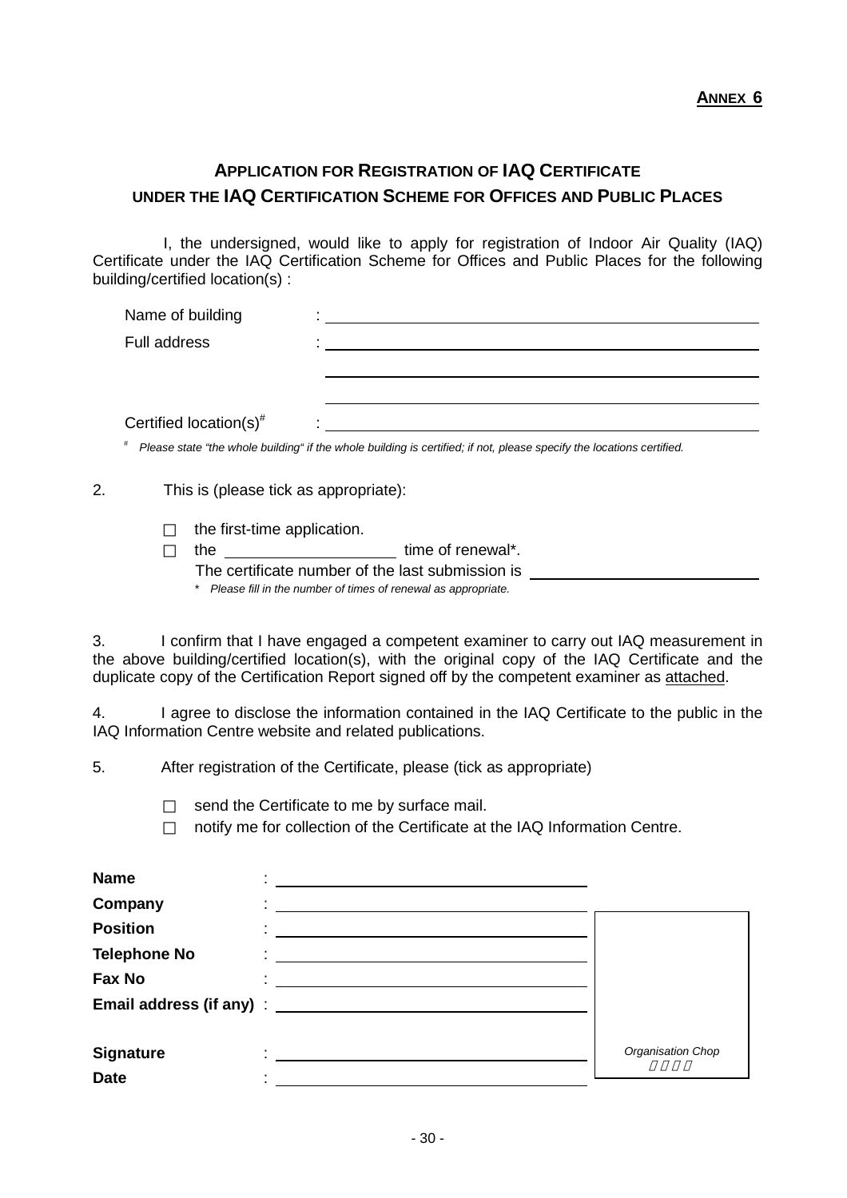**ANNEX 6**

## APPLICATION FOR REGISTRATION OF IAQ CERTIFICATE UNDER THE IAQ CERTIFICATION SCHEME FOR OFFICES AND PUBLIC PLACES

I, the undersigned, would like to apply for registration of Indoor Air Quality (IAQ) Certificate under the IAQ Certification Scheme for Offices and Public Places for the following building/certified location(s) :

Name of building : ______________________________

Full address : ______________________________

______________________________

______________________________

Certified location(s)[#] : ______________________________

[#] *Please state "the whole building" if the whole building is certified; if not, please specify the locations certified.*

2. This is (please tick as appropriate):

☐ the first-time application.

☐ the ____________ time of renewal*.

The certificate number of the last submission is ______________

\* *Please fill in the number of times of renewal as appropriate.*

3. I confirm that I have engaged a competent examiner to carry out IAQ measurement in the above building/certified location(s), with the original copy of the IAQ Certificate and the duplicate copy of the Certification Report signed off by the competent examiner as attached.

4. I agree to disclose the information contained in the IAQ Certificate to the public in the IAQ Information Centre website and related publications.

5. After registration of the Certificate, please (tick as appropriate)

☐ send the Certificate to me by surface mail.

☐ notify me for collection of the Certificate at the IAQ Information Centre.

**Name** : ______________________________

**Company** : ______________________________

**Position** : ______________________________

**Telephone No** : ______________________________

**Fax No** : ______________________________

**Email address (if any)** : ______________________________

**Signature** : ______________________________

**Date** : ______________________________

*Organisation Chop*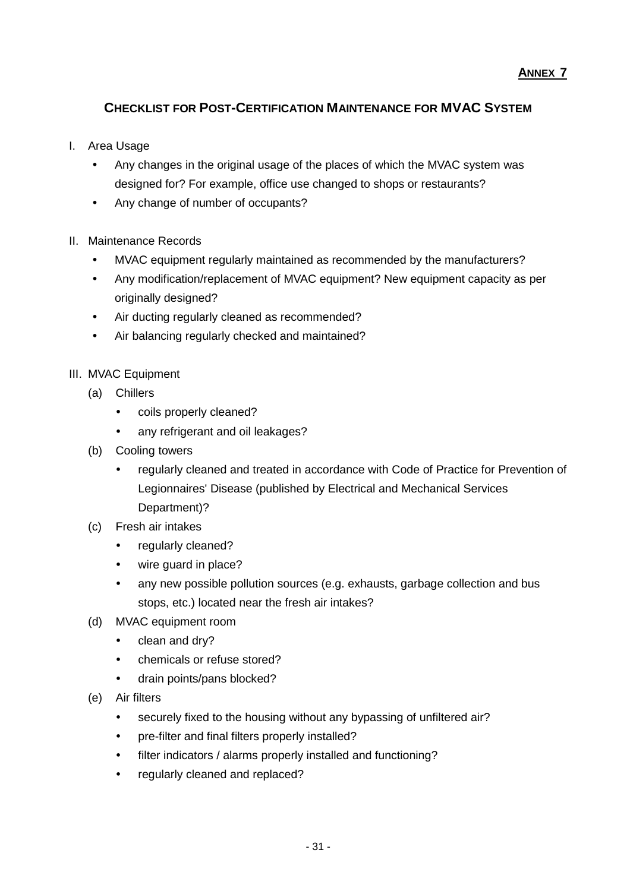**ANNEX 7**

# CHECKLIST FOR POST-CERTIFICATION MAINTENANCE FOR MVAC SYSTEM

I. Area Usage

- Any changes in the original usage of the places of which the MVAC system was designed for? For example, office use changed to shops or restaurants?
- Any change of number of occupants?

II. Maintenance Records

- MVAC equipment regularly maintained as recommended by the manufacturers?
- Any modification/replacement of MVAC equipment? New equipment capacity as per originally designed?
- Air ducting regularly cleaned as recommended?
- Air balancing regularly checked and maintained?

III. MVAC Equipment

(a) Chillers

- coils properly cleaned?
- any refrigerant and oil leakages?

(b) Cooling towers

- regularly cleaned and treated in accordance with Code of Practice for Prevention of Legionnaires' Disease (published by Electrical and Mechanical Services Department)?

(c) Fresh air intakes

- regularly cleaned?
- wire guard in place?
- any new possible pollution sources (e.g. exhausts, garbage collection and bus stops, etc.) located near the fresh air intakes?

(d) MVAC equipment room

- clean and dry?
- chemicals or refuse stored?
- drain points/pans blocked?

(e) Air filters

- securely fixed to the housing without any bypassing of unfiltered air?
- pre-filter and final filters properly installed?
- filter indicators / alarms properly installed and functioning?
- regularly cleaned and replaced?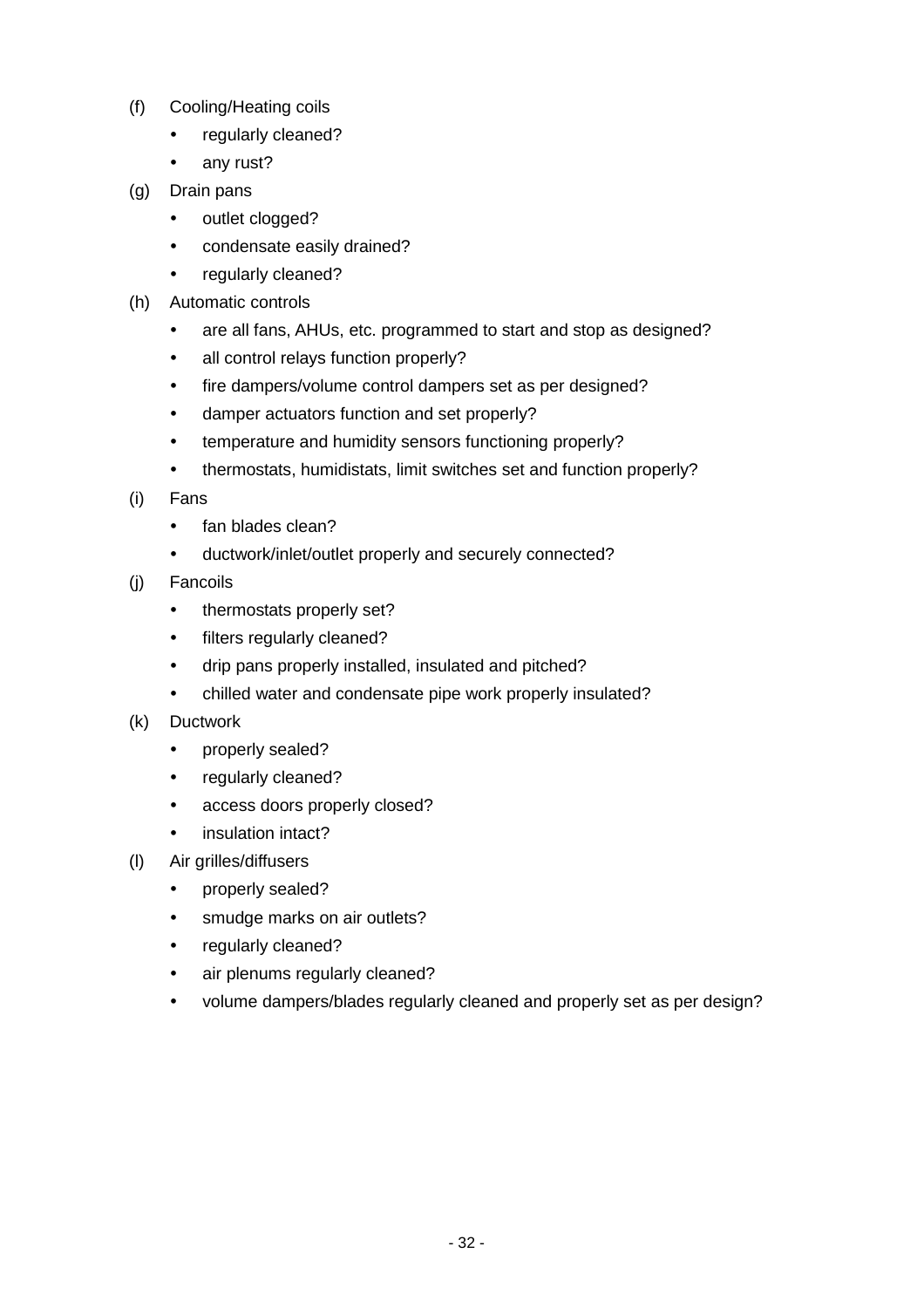(f) Cooling/Heating coils

- regularly cleaned?
- any rust?

(g) Drain pans

- outlet clogged?
- condensate easily drained?
- regularly cleaned?

(h) Automatic controls

- are all fans, AHUs, etc. programmed to start and stop as designed?
- all control relays function properly?
- fire dampers/volume control dampers set as per designed?
- damper actuators function and set properly?
- temperature and humidity sensors functioning properly?
- thermostats, humidistats, limit switches set and function properly?

(i) Fans

- fan blades clean?
- ductwork/inlet/outlet properly and securely connected?

(j) Fancoils

- thermostats properly set?
- filters regularly cleaned?
- drip pans properly installed, insulated and pitched?
- chilled water and condensate pipe work properly insulated?

(k) Ductwork

- properly sealed?
- regularly cleaned?
- access doors properly closed?
- insulation intact?

(l) Air grilles/diffusers

- properly sealed?
- smudge marks on air outlets?
- regularly cleaned?
- air plenums regularly cleaned?
- volume dampers/blades regularly cleaned and properly set as per design?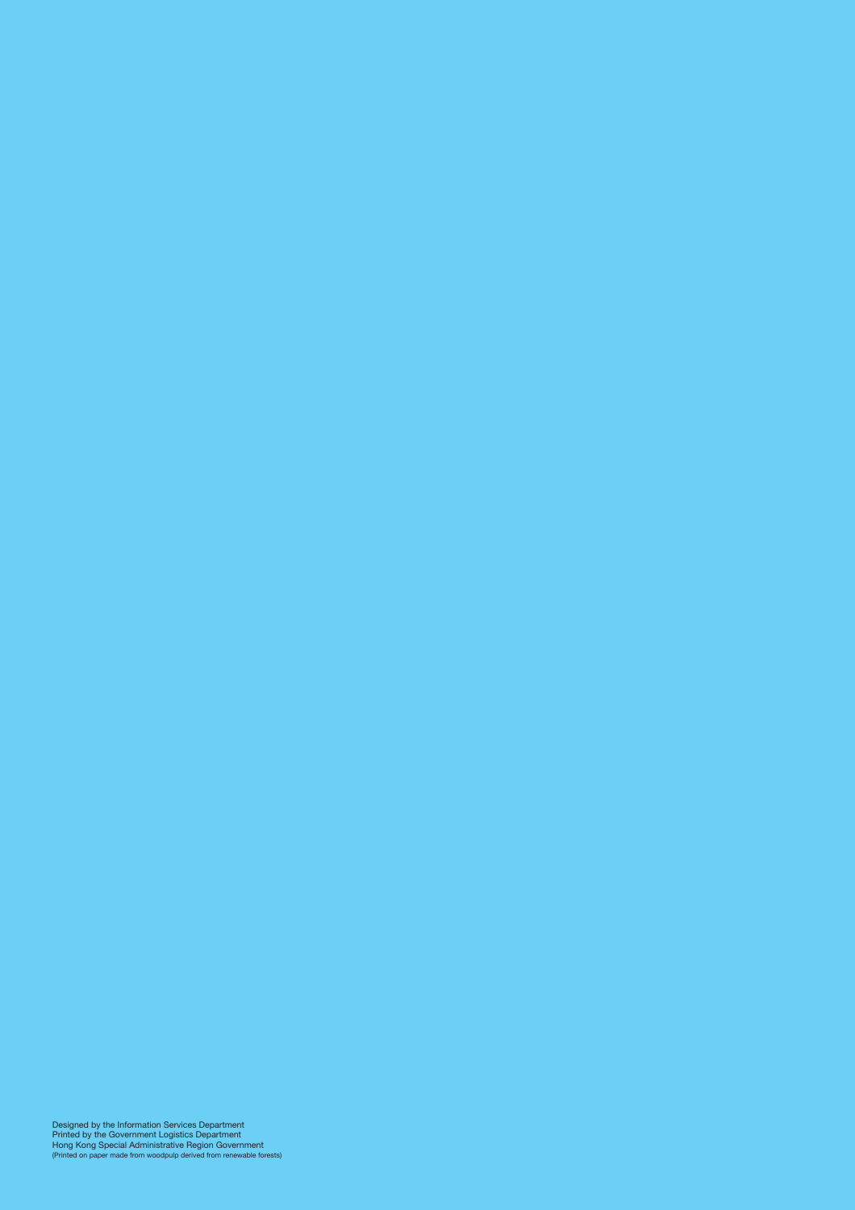Designed by the Information Services Department
Printed by the Government Logistics Department
Hong Kong Special Administrative Region Government
(Printed on paper made from woodpulp derived from renewable forests)